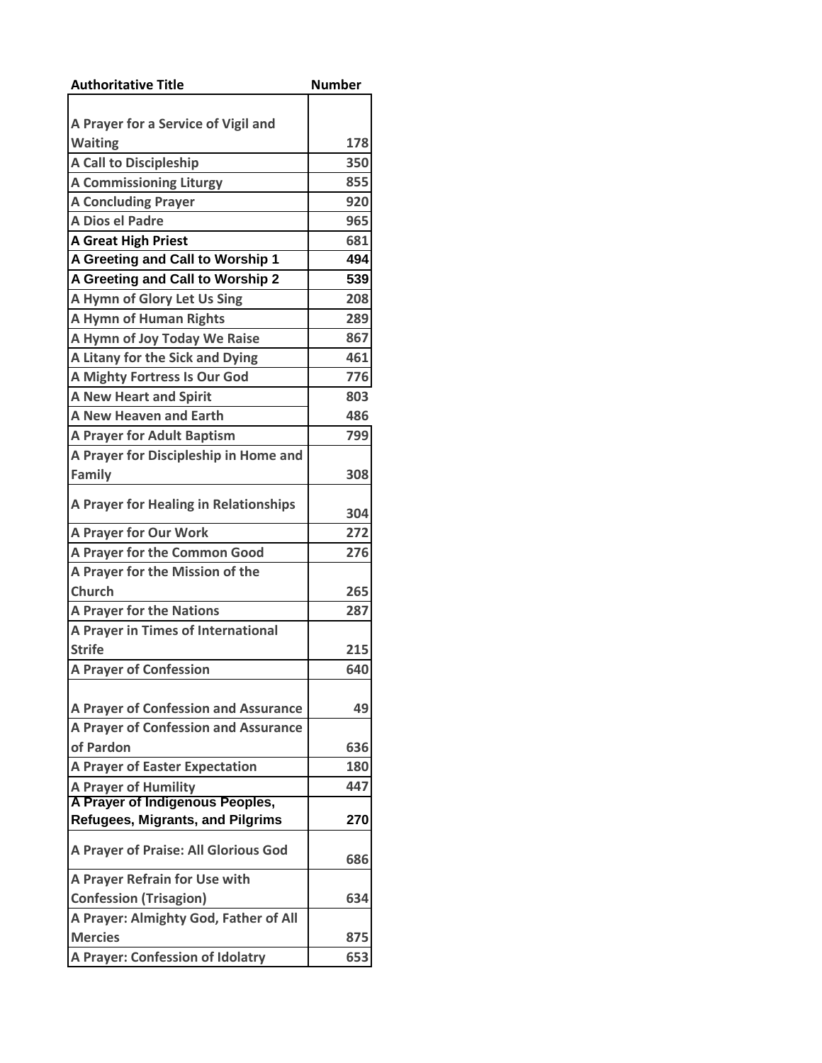| Authoritative Title | Number |
| --- | --- |
| A Prayer for a Service of Vigil and Waiting | 178 |
| A Call to Discipleship | 350 |
| A Commissioning Liturgy | 855 |
| A Concluding Prayer | 920 |
| A Dios el Padre | 965 |
| A Great High Priest | 681 |
| A Greeting and Call to Worship 1 | 494 |
| A Greeting and Call to Worship 2 | 539 |
| A Hymn of Glory Let Us Sing | 208 |
| A Hymn of Human Rights | 289 |
| A Hymn of Joy Today We Raise | 867 |
| A Litany for the Sick and Dying | 461 |
| A Mighty Fortress Is Our God | 776 |
| A New Heart and Spirit | 803 |
| A New Heaven and Earth | 486 |
| A Prayer for Adult Baptism | 799 |
| A Prayer for Discipleship in Home and Family | 308 |
| A Prayer for Healing in Relationships | 304 |
| A Prayer for Our Work | 272 |
| A Prayer for the Common Good | 276 |
| A Prayer for the Mission of the Church | 265 |
| A Prayer for the Nations | 287 |
| A Prayer in Times of International Strife | 215 |
| A Prayer of Confession | 640 |
| A Prayer of Confession and Assurance | 49 |
| A Prayer of Confession and Assurance of Pardon | 636 |
| A Prayer of Easter Expectation | 180 |
| A Prayer of Humility | 447 |
| A Prayer of Indigenous Peoples, Refugees, Migrants, and Pilgrims | 270 |
| A Prayer of Praise: All Glorious God | 686 |
| A Prayer Refrain for Use with Confession (Trisagion) | 634 |
| A Prayer: Almighty God, Father of All Mercies | 875 |
| A Prayer: Confession of Idolatry | 653 |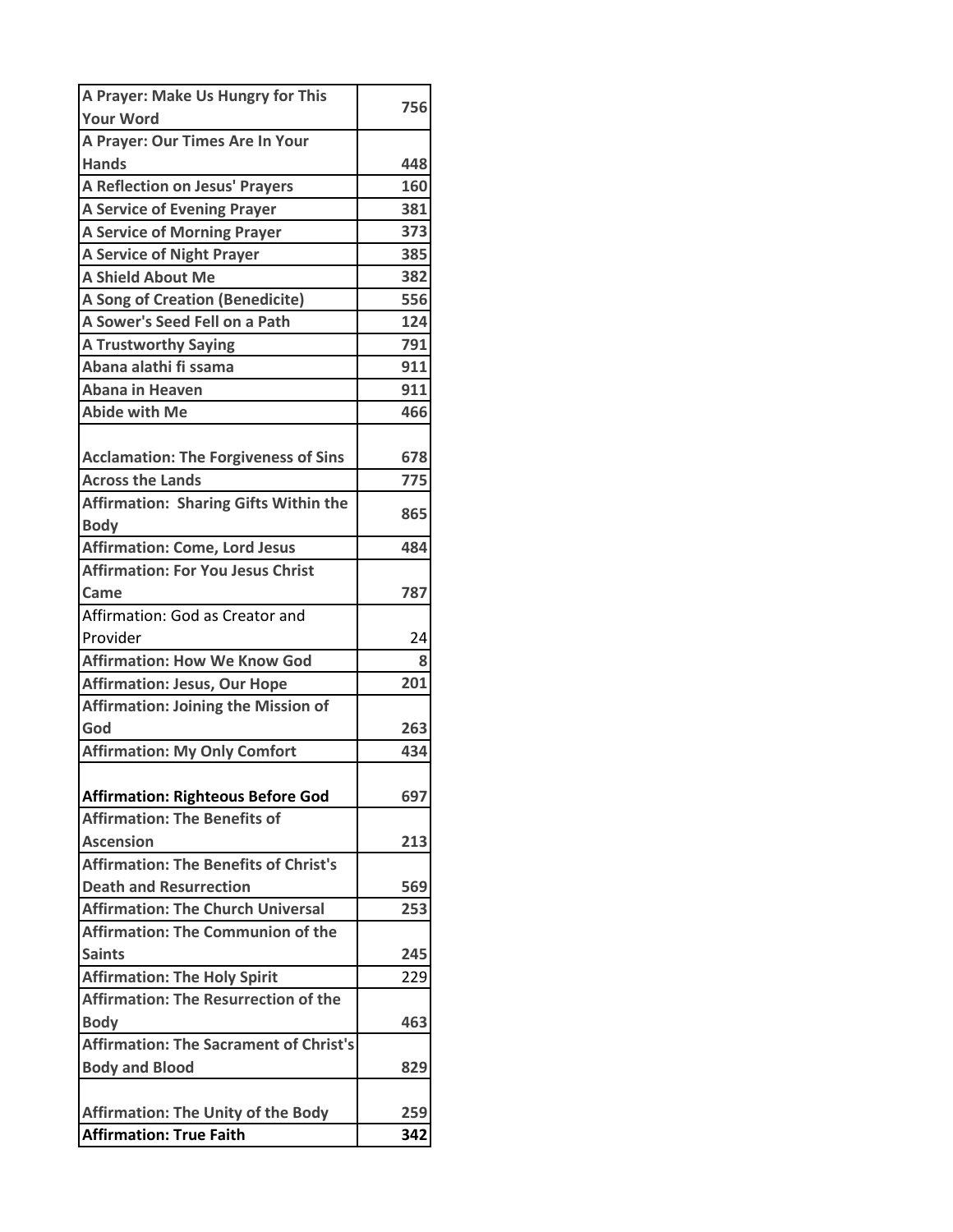| | |
|---|---|
| **A Prayer: Make Us Hungry for This Your Word** | **756** |
| **A Prayer: Our Times Are In Your Hands** | **448** |
| **A Reflection on Jesus' Prayers** | **160** |
| **A Service of Evening Prayer** | **381** |
| **A Service of Morning Prayer** | **373** |
| **A Service of Night Prayer** | **385** |
| **A Shield About Me** | **382** |
| **A Song of Creation (Benedicite)** | **556** |
| **A Sower's Seed Fell on a Path** | **124** |
| **A Trustworthy Saying** | **791** |
| **Abana alathi fi ssama** | **911** |
| **Abana in Heaven** | **911** |
| **Abide with Me** | **466** |
| **Acclamation: The Forgiveness of Sins** | **678** |
| **Across the Lands** | **775** |
| **Affirmation: Sharing Gifts Within the Body** | **865** |
| **Affirmation: Come, Lord Jesus** | **484** |
| **Affirmation: For You Jesus Christ Came** | **787** |
| Affirmation: God as Creator and Provider | 24 |
| **Affirmation: How We Know God** | **8** |
| **Affirmation: Jesus, Our Hope** | **201** |
| **Affirmation: Joining the Mission of God** | **263** |
| **Affirmation: My Only Comfort** | **434** |
| **Affirmation: Righteous Before God** | **697** |
| **Affirmation: The Benefits of Ascension** | **213** |
| **Affirmation: The Benefits of Christ's Death and Resurrection** | **569** |
| **Affirmation: The Church Universal** | **253** |
| **Affirmation: The Communion of the Saints** | **245** |
| **Affirmation: The Holy Spirit** | 229 |
| **Affirmation: The Resurrection of the Body** | **463** |
| **Affirmation: The Sacrament of Christ's Body and Blood** | **829** |
| **Affirmation: The Unity of the Body** | **259** |
| **Affirmation: True Faith** | **342** |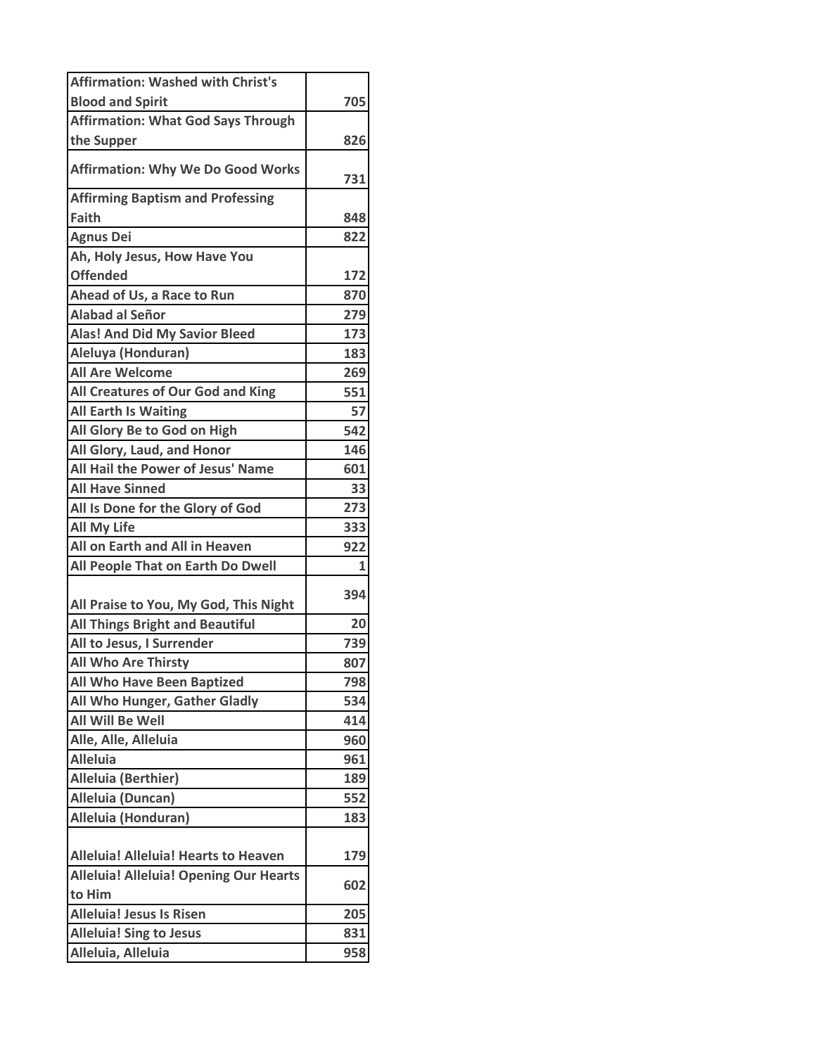| Affirmation: Washed with Christ's Blood and Spirit | 705 |
|---|---|
| Affirmation: What God Says Through the Supper | 826 |
| Affirmation: Why We Do Good Works | 731 |
| Affirming Baptism and Professing Faith | 848 |
| Agnus Dei | 822 |
| Ah, Holy Jesus, How Have You Offended | 172 |
| Ahead of Us, a Race to Run | 870 |
| Alabad al Señor | 279 |
| Alas! And Did My Savior Bleed | 173 |
| Aleluya (Honduran) | 183 |
| All Are Welcome | 269 |
| All Creatures of Our God and King | 551 |
| All Earth Is Waiting | 57 |
| All Glory Be to God on High | 542 |
| All Glory, Laud, and Honor | 146 |
| All Hail the Power of Jesus' Name | 601 |
| All Have Sinned | 33 |
| All Is Done for the Glory of God | 273 |
| All My Life | 333 |
| All on Earth and All in Heaven | 922 |
| All People That on Earth Do Dwell | 1 |
| All Praise to You, My God, This Night | 394 |
| All Things Bright and Beautiful | 20 |
| All to Jesus, I Surrender | 739 |
| All Who Are Thirsty | 807 |
| All Who Have Been Baptized | 798 |
| All Who Hunger, Gather Gladly | 534 |
| All Will Be Well | 414 |
| Alle, Alle, Alleluia | 960 |
| Alleluia | 961 |
| Alleluia (Berthier) | 189 |
| Alleluia (Duncan) | 552 |
| Alleluia (Honduran) | 183 |
| Alleluia! Alleluia! Hearts to Heaven | 179 |
| Alleluia! Alleluia! Opening Our Hearts to Him | 602 |
| Alleluia! Jesus Is Risen | 205 |
| Alleluia! Sing to Jesus | 831 |
| Alleluia, Alleluia | 958 |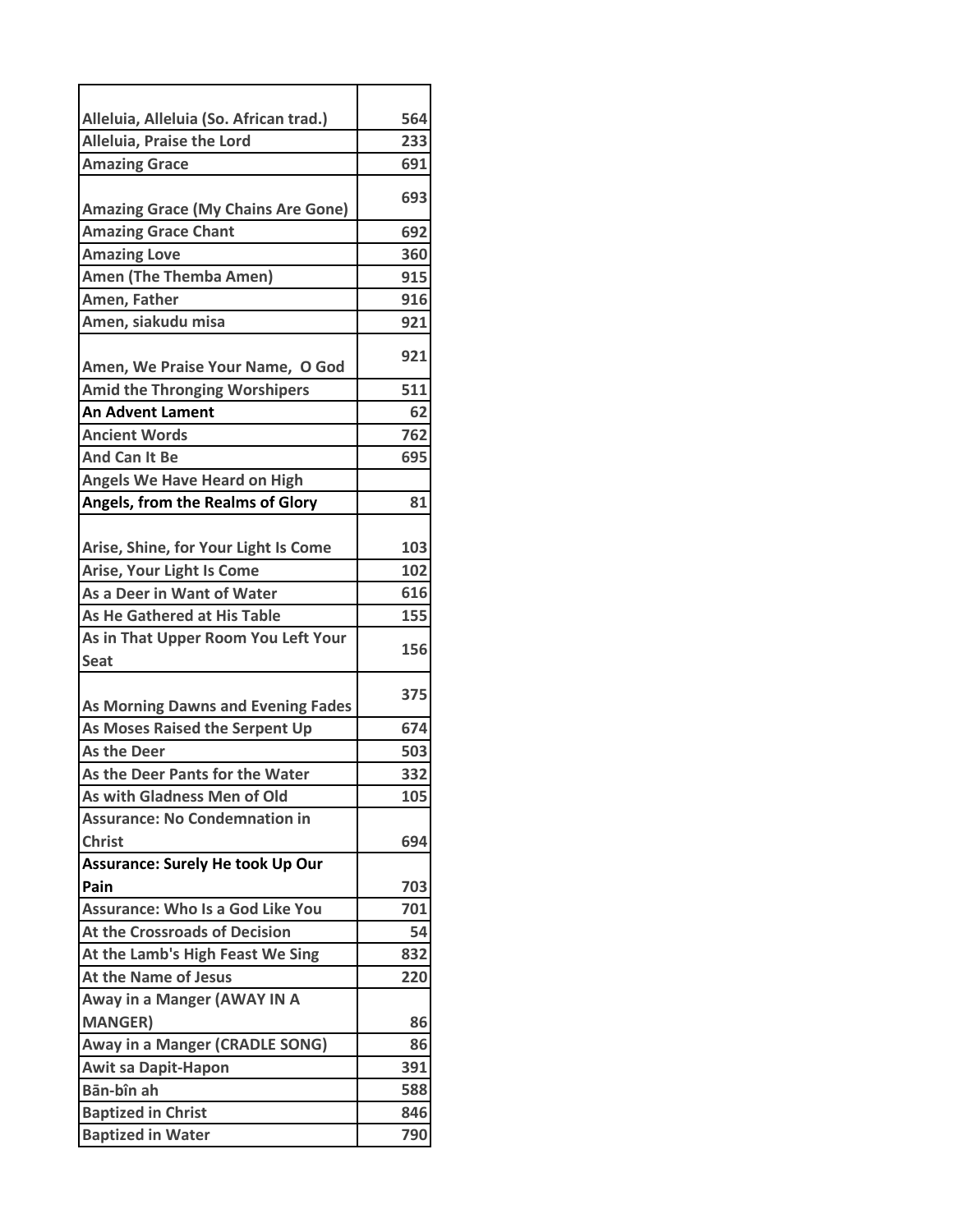| | |
|---|---|
| Alleluia, Alleluia (So. African trad.) | 564 |
| Alleluia, Praise the Lord | 233 |
| Amazing Grace | 691 |
| Amazing Grace (My Chains Are Gone) | 693 |
| Amazing Grace Chant | 692 |
| Amazing Love | 360 |
| Amen (The Themba Amen) | 915 |
| Amen, Father | 916 |
| Amen, siakudu misa | 921 |
| Amen, We Praise Your Name, O God | 921 |
| Amid the Thronging Worshipers | 511 |
| An Advent Lament | 62 |
| Ancient Words | 762 |
| And Can It Be | 695 |
| Angels We Have Heard on High | |
| Angels, from the Realms of Glory | 81 |
| Arise, Shine, for Your Light Is Come | 103 |
| Arise, Your Light Is Come | 102 |
| As a Deer in Want of Water | 616 |
| As He Gathered at His Table | 155 |
| As in That Upper Room You Left Your Seat | 156 |
| As Morning Dawns and Evening Fades | 375 |
| As Moses Raised the Serpent Up | 674 |
| As the Deer | 503 |
| As the Deer Pants for the Water | 332 |
| As with Gladness Men of Old | 105 |
| Assurance: No Condemnation in Christ | 694 |
| Assurance: Surely He took Up Our Pain | 703 |
| Assurance: Who Is a God Like You | 701 |
| At the Crossroads of Decision | 54 |
| At the Lamb's High Feast We Sing | 832 |
| At the Name of Jesus | 220 |
| Away in a Manger (AWAY IN A MANGER) | 86 |
| Away in a Manger (CRADLE SONG) | 86 |
| Awit sa Dapit-Hapon | 391 |
| Bān-bîn ah | 588 |
| Baptized in Christ | 846 |
| Baptized in Water | 790 |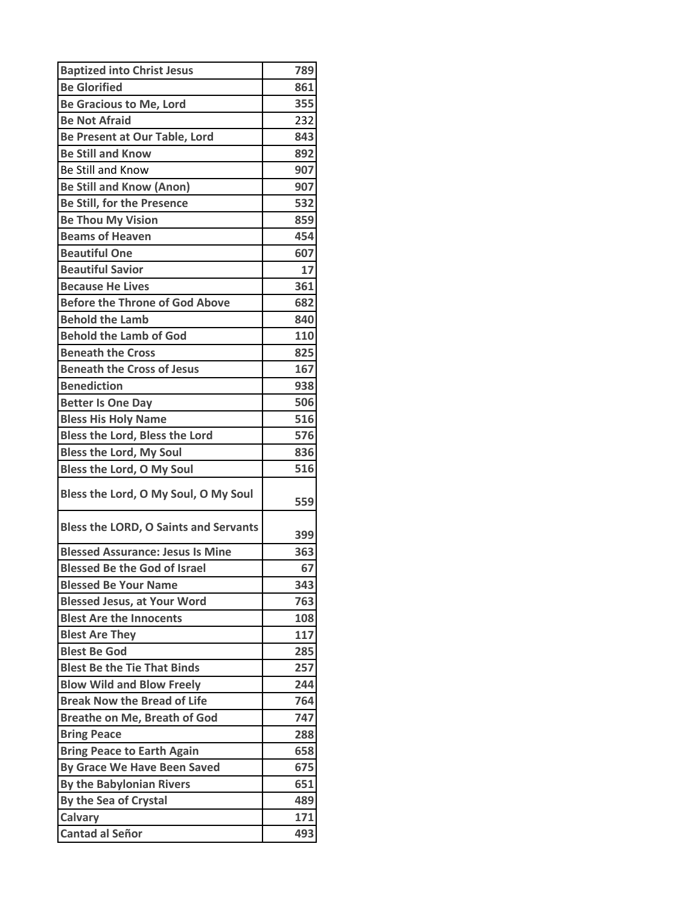| | |
|---|---|
| **Baptized into Christ Jesus** | **789** |
| **Be Glorified** | **861** |
| **Be Gracious to Me, Lord** | **355** |
| **Be Not Afraid** | 232 |
| **Be Present at Our Table, Lord** | **843** |
| **Be Still and Know** | **892** |
| Be Still and Know | 907 |
| **Be Still and Know (Anon)** | **907** |
| **Be Still, for the Presence** | **532** |
| **Be Thou My Vision** | **859** |
| **Beams of Heaven** | **454** |
| **Beautiful One** | **607** |
| **Beautiful Savior** | **17** |
| **Because He Lives** | **361** |
| **Before the Throne of God Above** | **682** |
| **Behold the Lamb** | **840** |
| **Behold the Lamb of God** | **110** |
| **Beneath the Cross** | **825** |
| **Beneath the Cross of Jesus** | **167** |
| **Benediction** | **938** |
| **Better Is One Day** | **506** |
| **Bless His Holy Name** | **516** |
| **Bless the Lord, Bless the Lord** | **576** |
| **Bless the Lord, My Soul** | **836** |
| **Bless the Lord, O My Soul** | **516** |
| **Bless the Lord, O My Soul, O My Soul** | **559** |
| **Bless the LORD, O Saints and Servants** | **399** |
| **Blessed Assurance: Jesus Is Mine** | **363** |
| **Blessed Be the God of Israel** | **67** |
| **Blessed Be Your Name** | **343** |
| **Blessed Jesus, at Your Word** | **763** |
| **Blest Are the Innocents** | **108** |
| **Blest Are They** | **117** |
| **Blest Be God** | **285** |
| **Blest Be the Tie That Binds** | **257** |
| **Blow Wild and Blow Freely** | **244** |
| **Break Now the Bread of Life** | **764** |
| **Breathe on Me, Breath of God** | **747** |
| **Bring Peace** | **288** |
| **Bring Peace to Earth Again** | **658** |
| **By Grace We Have Been Saved** | **675** |
| **By the Babylonian Rivers** | **651** |
| **By the Sea of Crystal** | **489** |
| **Calvary** | **171** |
| **Cantad al Señor** | **493** |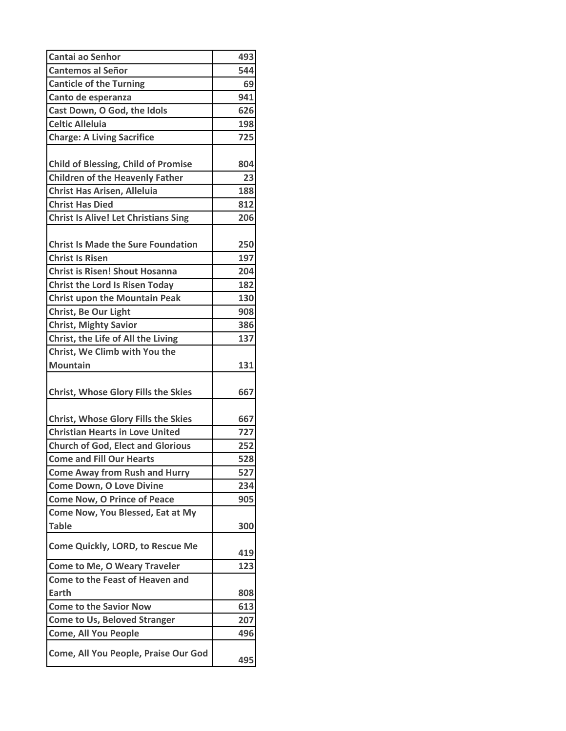| Cantai ao Senhor | 493 |
|---|---|
| Cantemos al Señor | 544 |
| Canticle of the Turning | 69 |
| Canto de esperanza | 941 |
| Cast Down, O God, the Idols | 626 |
| Celtic Alleluia | 198 |
| Charge: A Living Sacrifice | 725 |
| Child of Blessing, Child of Promise | 804 |
| Children of the Heavenly Father | 23 |
| Christ Has Arisen, Alleluia | 188 |
| Christ Has Died | 812 |
| Christ Is Alive! Let Christians Sing | 206 |
| Christ Is Made the Sure Foundation | 250 |
| Christ Is Risen | 197 |
| Christ is Risen! Shout Hosanna | 204 |
| Christ the Lord Is Risen Today | 182 |
| Christ upon the Mountain Peak | 130 |
| Christ, Be Our Light | 908 |
| Christ, Mighty Savior | 386 |
| Christ, the Life of All the Living | 137 |
| Christ, We Climb with You the Mountain | 131 |
| Christ, Whose Glory Fills the Skies | 667 |
| Christ, Whose Glory Fills the Skies | 667 |
| Christian Hearts in Love United | 727 |
| Church of God, Elect and Glorious | 252 |
| Come and Fill Our Hearts | 528 |
| Come Away from Rush and Hurry | 527 |
| Come Down, O Love Divine | 234 |
| Come Now, O Prince of Peace | 905 |
| Come Now, You Blessed, Eat at My Table | 300 |
| Come Quickly, LORD, to Rescue Me | 419 |
| Come to Me, O Weary Traveler | 123 |
| Come to the Feast of Heaven and Earth | 808 |
| Come to the Savior Now | 613 |
| Come to Us, Beloved Stranger | 207 |
| Come, All You People | 496 |
| Come, All You People, Praise Our God | 495 |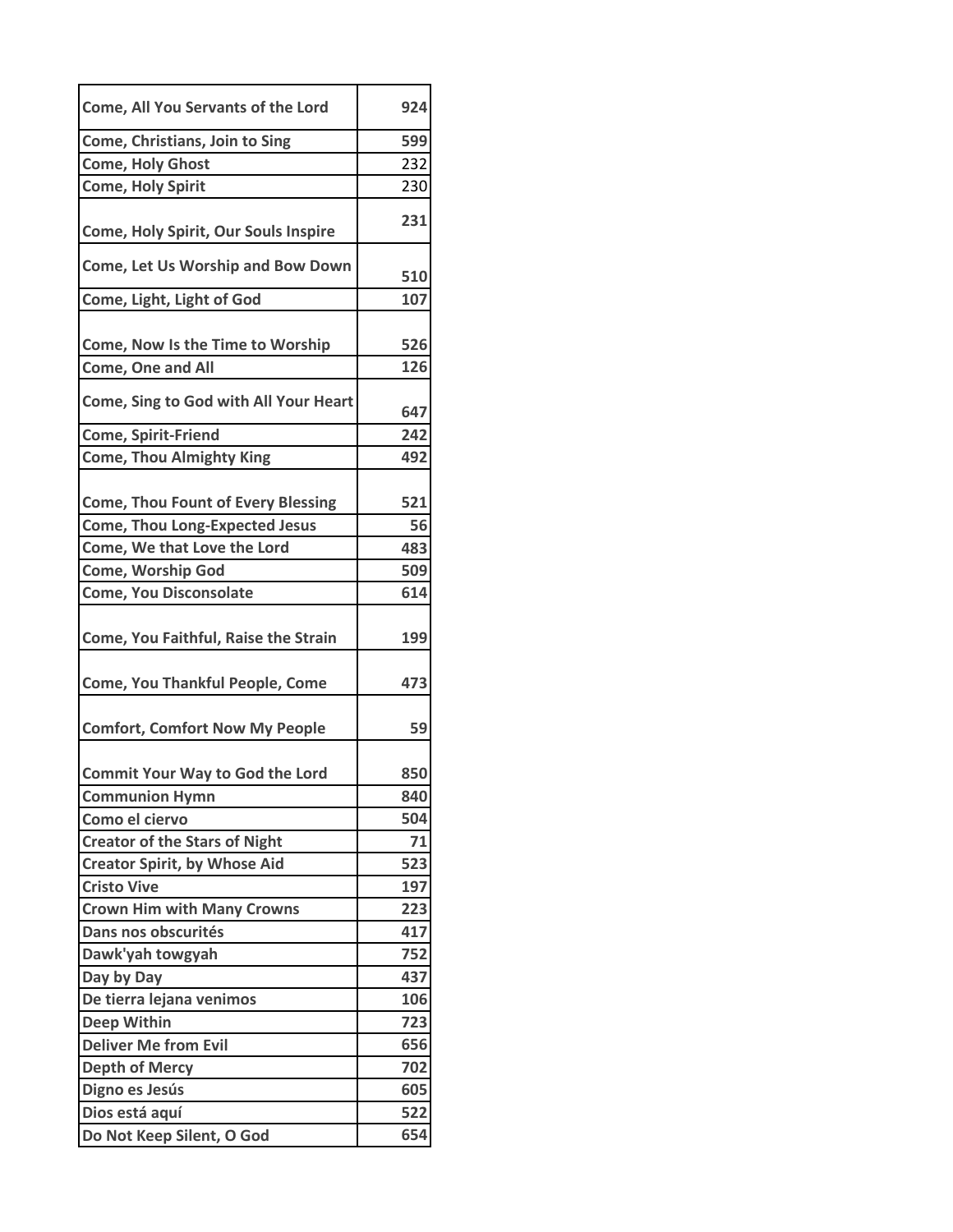| Come, All You Servants of the Lord | 924 |
|---|---|
| Come, Christians, Join to Sing | 599 |
| Come, Holy Ghost | 232 |
| Come, Holy Spirit | 230 |
| Come, Holy Spirit, Our Souls Inspire | 231 |
| Come, Let Us Worship and Bow Down | 510 |
| Come, Light, Light of God | 107 |
| Come, Now Is the Time to Worship | 526 |
| Come, One and All | 126 |
| Come, Sing to God with All Your Heart | 647 |
| Come, Spirit-Friend | 242 |
| Come, Thou Almighty King | 492 |
| Come, Thou Fount of Every Blessing | 521 |
| Come, Thou Long-Expected Jesus | 56 |
| Come, We that Love the Lord | 483 |
| Come, Worship God | 509 |
| Come, You Disconsolate | 614 |
| Come, You Faithful, Raise the Strain | 199 |
| Come, You Thankful People, Come | 473 |
| Comfort, Comfort Now My People | 59 |
| Commit Your Way to God the Lord | 850 |
| Communion Hymn | 840 |
| Como el ciervo | 504 |
| Creator of the Stars of Night | 71 |
| Creator Spirit, by Whose Aid | 523 |
| Cristo Vive | 197 |
| Crown Him with Many Crowns | 223 |
| Dans nos obscurités | 417 |
| Dawk'yah towgyah | 752 |
| Day by Day | 437 |
| De tierra lejana venimos | 106 |
| Deep Within | 723 |
| Deliver Me from Evil | 656 |
| Depth of Mercy | 702 |
| Digno es Jesús | 605 |
| Dios está aquí | 522 |
| Do Not Keep Silent, O God | 654 |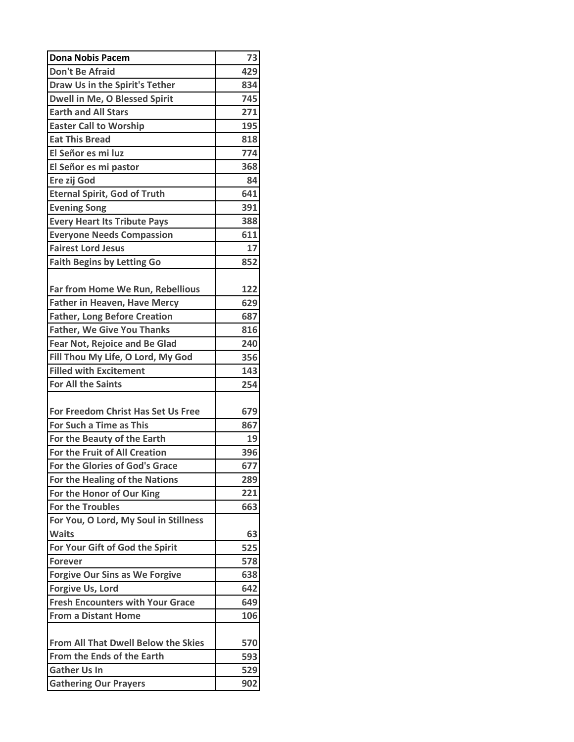| Dona Nobis Pacem | 73 |
|---|---|
| Don't Be Afraid | 429 |
| Draw Us in the Spirit's Tether | 834 |
| Dwell in Me, O Blessed Spirit | 745 |
| Earth and All Stars | 271 |
| Easter Call to Worship | 195 |
| Eat This Bread | 818 |
| El Señor es mi luz | 774 |
| El Señor es mi pastor | 368 |
| Ere zij God | 84 |
| Eternal Spirit, God of Truth | 641 |
| Evening Song | 391 |
| Every Heart Its Tribute Pays | 388 |
| Everyone Needs Compassion | 611 |
| Fairest Lord Jesus | 17 |
| Faith Begins by Letting Go | 852 |
| Far from Home We Run, Rebellious | 122 |
| Father in Heaven, Have Mercy | 629 |
| Father, Long Before Creation | 687 |
| Father, We Give You Thanks | 816 |
| Fear Not, Rejoice and Be Glad | 240 |
| Fill Thou My Life, O Lord, My God | 356 |
| Filled with Excitement | 143 |
| For All the Saints | 254 |
| For Freedom Christ Has Set Us Free | 679 |
| For Such a Time as This | 867 |
| For the Beauty of the Earth | 19 |
| For the Fruit of All Creation | 396 |
| For the Glories of God's Grace | 677 |
| For the Healing of the Nations | 289 |
| For the Honor of Our King | 221 |
| For the Troubles | 663 |
| For You, O Lord, My Soul in Stillness Waits | 63 |
| For Your Gift of God the Spirit | 525 |
| Forever | 578 |
| Forgive Our Sins as We Forgive | 638 |
| Forgive Us, Lord | 642 |
| Fresh Encounters with Your Grace | 649 |
| From a Distant Home | 106 |
| From All That Dwell Below the Skies | 570 |
| From the Ends of the Earth | 593 |
| Gather Us In | 529 |
| Gathering Our Prayers | 902 |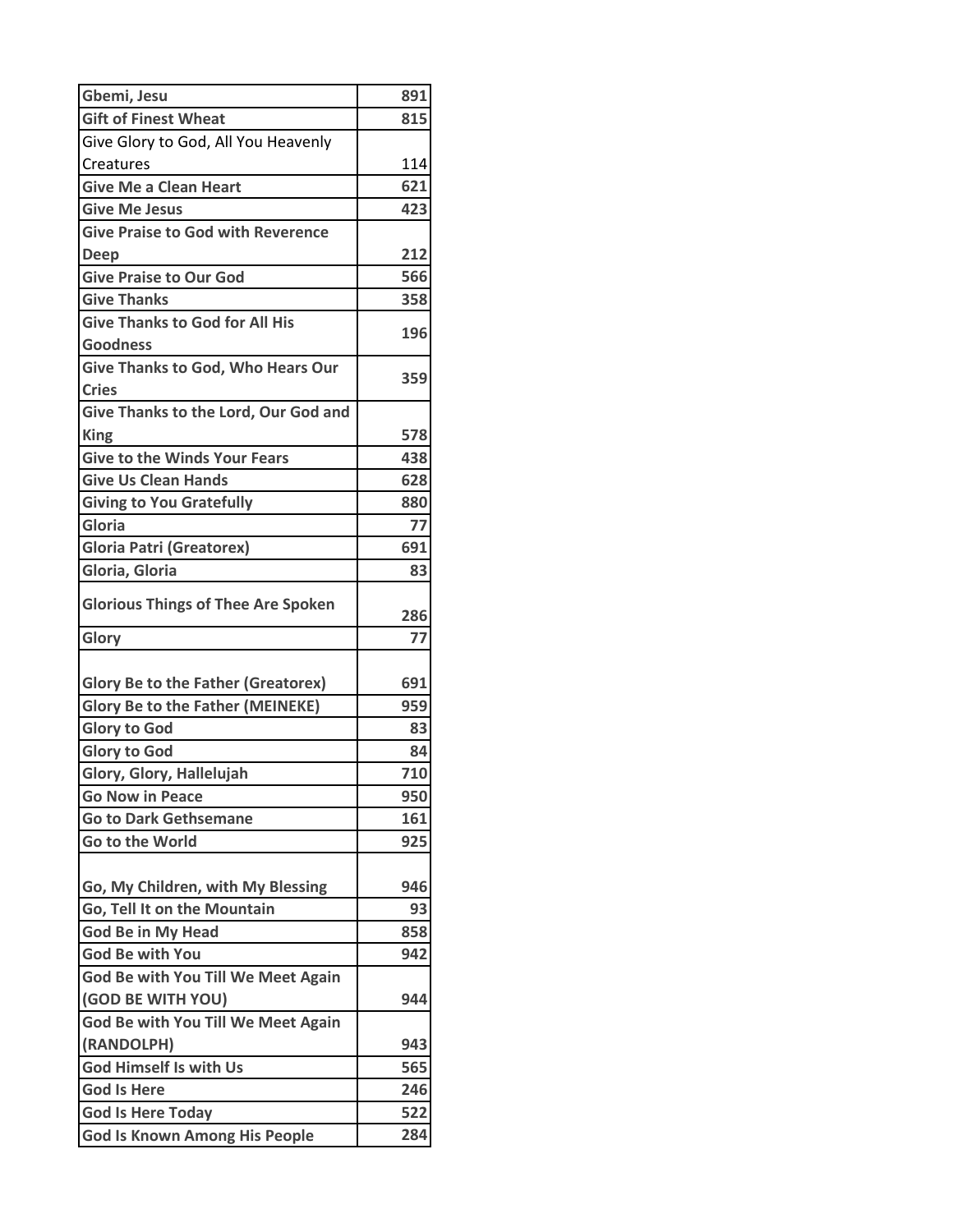| Gbemi, Jesu | 891 |
|---|---|
| Gift of Finest Wheat | 815 |
| Give Glory to God, All You Heavenly Creatures | 114 |
| Give Me a Clean Heart | 621 |
| Give Me Jesus | 423 |
| Give Praise to God with Reverence Deep | 212 |
| Give Praise to Our God | 566 |
| Give Thanks | 358 |
| Give Thanks to God for All His Goodness | 196 |
| Give Thanks to God, Who Hears Our Cries | 359 |
| Give Thanks to the Lord, Our God and King | 578 |
| Give to the Winds Your Fears | 438 |
| Give Us Clean Hands | 628 |
| Giving to You Gratefully | 880 |
| Gloria | 77 |
| Gloria Patri (Greatorex) | 691 |
| Gloria, Gloria | 83 |
| Glorious Things of Thee Are Spoken | 286 |
| Glory | 77 |
| Glory Be to the Father (Greatorex) | 691 |
| Glory Be to the Father (MEINEKE) | 959 |
| Glory to God | 83 |
| Glory to God | 84 |
| Glory, Glory, Hallelujah | 710 |
| Go Now in Peace | 950 |
| Go to Dark Gethsemane | 161 |
| Go to the World | 925 |
| Go, My Children, with My Blessing | 946 |
| Go, Tell It on the Mountain | 93 |
| God Be in My Head | 858 |
| God Be with You | 942 |
| God Be with You Till We Meet Again (GOD BE WITH YOU) | 944 |
| God Be with You Till We Meet Again (RANDOLPH) | 943 |
| God Himself Is with Us | 565 |
| God Is Here | 246 |
| God Is Here Today | 522 |
| God Is Known Among His People | 284 |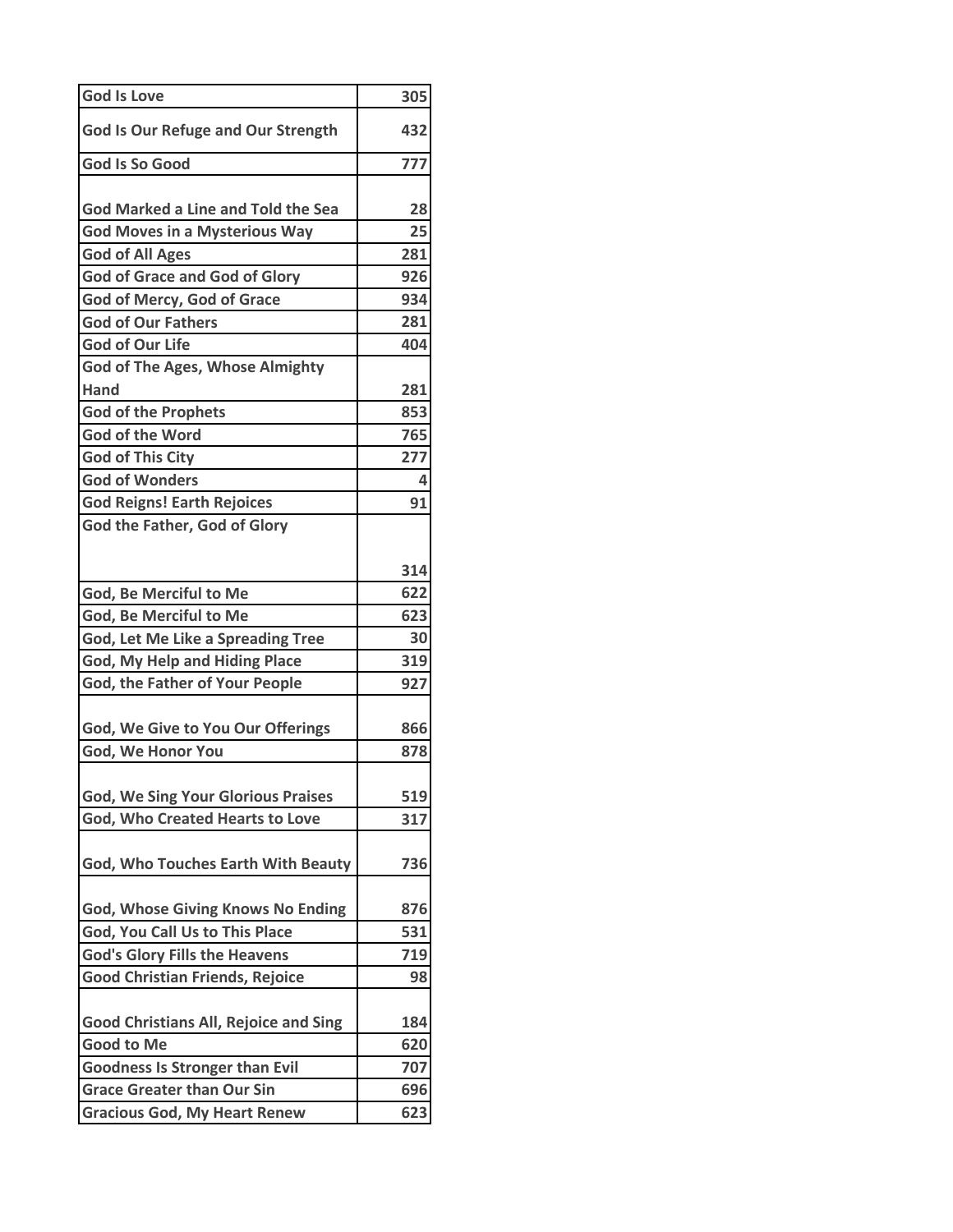| God Is Love | 305 |
|---|---|
| God Is Our Refuge and Our Strength | 432 |
| God Is So Good | 777 |
| God Marked a Line and Told the Sea | 28 |
| God Moves in a Mysterious Way | 25 |
| God of All Ages | 281 |
| God of Grace and God of Glory | 926 |
| God of Mercy, God of Grace | 934 |
| God of Our Fathers | 281 |
| God of Our Life | 404 |
| God of The Ages, Whose Almighty Hand | 281 |
| God of the Prophets | 853 |
| God of the Word | 765 |
| God of This City | 277 |
| God of Wonders | 4 |
| God Reigns! Earth Rejoices | 91 |
| God the Father, God of Glory | 314 |
| God, Be Merciful to Me | 622 |
| God, Be Merciful to Me | 623 |
| God, Let Me Like a Spreading Tree | 30 |
| God, My Help and Hiding Place | 319 |
| God, the Father of Your People | 927 |
| God, We Give to You Our Offerings | 866 |
| God, We Honor You | 878 |
| God, We Sing Your Glorious Praises | 519 |
| God, Who Created Hearts to Love | 317 |
| God, Who Touches Earth With Beauty | 736 |
| God, Whose Giving Knows No Ending | 876 |
| God, You Call Us to This Place | 531 |
| God's Glory Fills the Heavens | 719 |
| Good Christian Friends, Rejoice | 98 |
| Good Christians All, Rejoice and Sing | 184 |
| Good to Me | 620 |
| Goodness Is Stronger than Evil | 707 |
| Grace Greater than Our Sin | 696 |
| Gracious God, My Heart Renew | 623 |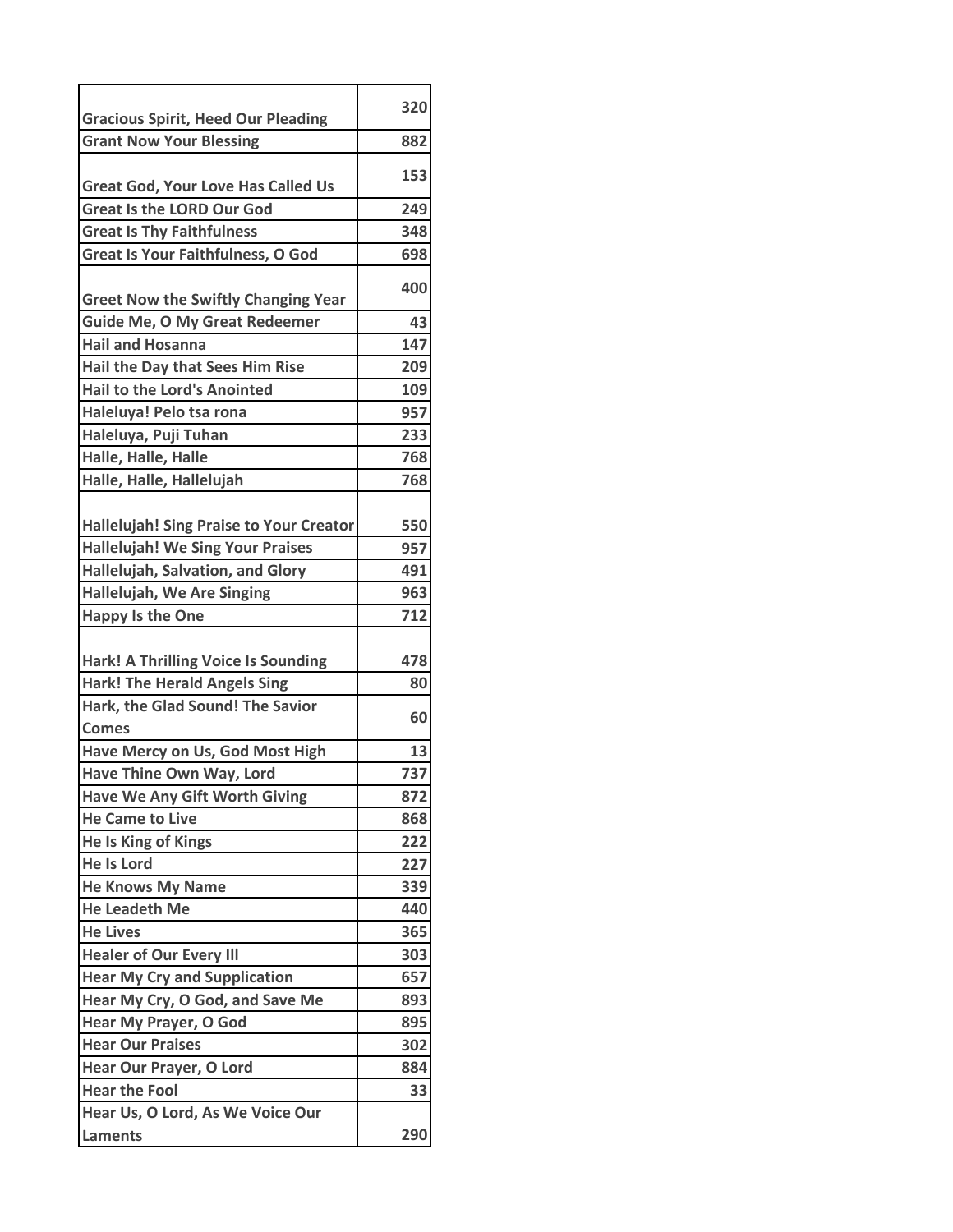| | |
|---|---|
| Gracious Spirit, Heed Our Pleading | 320 |
| Grant Now Your Blessing | 882 |
| Great God, Your Love Has Called Us | 153 |
| Great Is the LORD Our God | 249 |
| Great Is Thy Faithfulness | 348 |
| Great Is Your Faithfulness, O God | 698 |
| Greet Now the Swiftly Changing Year | 400 |
| Guide Me, O My Great Redeemer | 43 |
| Hail and Hosanna | 147 |
| Hail the Day that Sees Him Rise | 209 |
| Hail to the Lord's Anointed | 109 |
| Haleluya! Pelo tsa rona | 957 |
| Haleluya, Puji Tuhan | 233 |
| Halle, Halle, Halle | 768 |
| Halle, Halle, Hallelujah | 768 |
| Hallelujah! Sing Praise to Your Creator | 550 |
| Hallelujah! We Sing Your Praises | 957 |
| Hallelujah, Salvation, and Glory | 491 |
| Hallelujah, We Are Singing | 963 |
| Happy Is the One | 712 |
| Hark! A Thrilling Voice Is Sounding | 478 |
| Hark! The Herald Angels Sing | 80 |
| Hark, the Glad Sound! The Savior Comes | 60 |
| Have Mercy on Us, God Most High | 13 |
| Have Thine Own Way, Lord | 737 |
| Have We Any Gift Worth Giving | 872 |
| He Came to Live | 868 |
| He Is King of Kings | 222 |
| He Is Lord | 227 |
| He Knows My Name | 339 |
| He Leadeth Me | 440 |
| He Lives | 365 |
| Healer of Our Every Ill | 303 |
| Hear My Cry and Supplication | 657 |
| Hear My Cry, O God, and Save Me | 893 |
| Hear My Prayer, O God | 895 |
| Hear Our Praises | 302 |
| Hear Our Prayer, O Lord | 884 |
| Hear the Fool | 33 |
| Hear Us, O Lord, As We Voice Our Laments | 290 |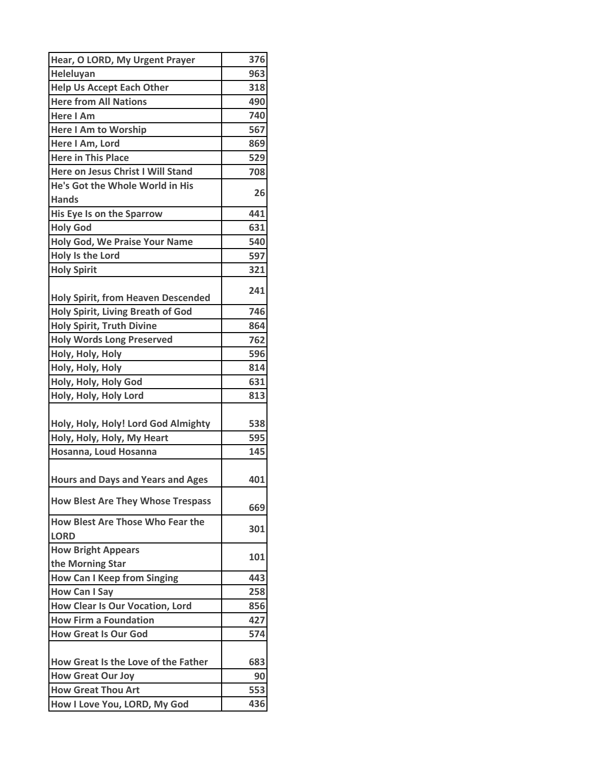| Hear, O LORD, My Urgent Prayer | 376 |
|---|---|
| Heleluyan | 963 |
| Help Us Accept Each Other | 318 |
| Here from All Nations | 490 |
| Here I Am | 740 |
| Here I Am to Worship | 567 |
| Here I Am, Lord | 869 |
| Here in This Place | 529 |
| Here on Jesus Christ I Will Stand | 708 |
| He's Got the Whole World in His Hands | 26 |
| His Eye Is on the Sparrow | 441 |
| Holy God | 631 |
| Holy God, We Praise Your Name | 540 |
| Holy Is the Lord | 597 |
| Holy Spirit | 321 |
| Holy Spirit, from Heaven Descended | 241 |
| Holy Spirit, Living Breath of God | 746 |
| Holy Spirit, Truth Divine | 864 |
| Holy Words Long Preserved | 762 |
| Holy, Holy, Holy | 596 |
| Holy, Holy, Holy | 814 |
| Holy, Holy, Holy God | 631 |
| Holy, Holy, Holy Lord | 813 |
| Holy, Holy, Holy! Lord God Almighty | 538 |
| Holy, Holy, Holy, My Heart | 595 |
| Hosanna, Loud Hosanna | 145 |
| Hours and Days and Years and Ages | 401 |
| How Blest Are They Whose Trespass | 669 |
| How Blest Are Those Who Fear the LORD | 301 |
| How Bright Appears the Morning Star | 101 |
| How Can I Keep from Singing | 443 |
| How Can I Say | 258 |
| How Clear Is Our Vocation, Lord | 856 |
| How Firm a Foundation | 427 |
| How Great Is Our God | 574 |
| How Great Is the Love of the Father | 683 |
| How Great Our Joy | 90 |
| How Great Thou Art | 553 |
| How I Love You, LORD, My God | 436 |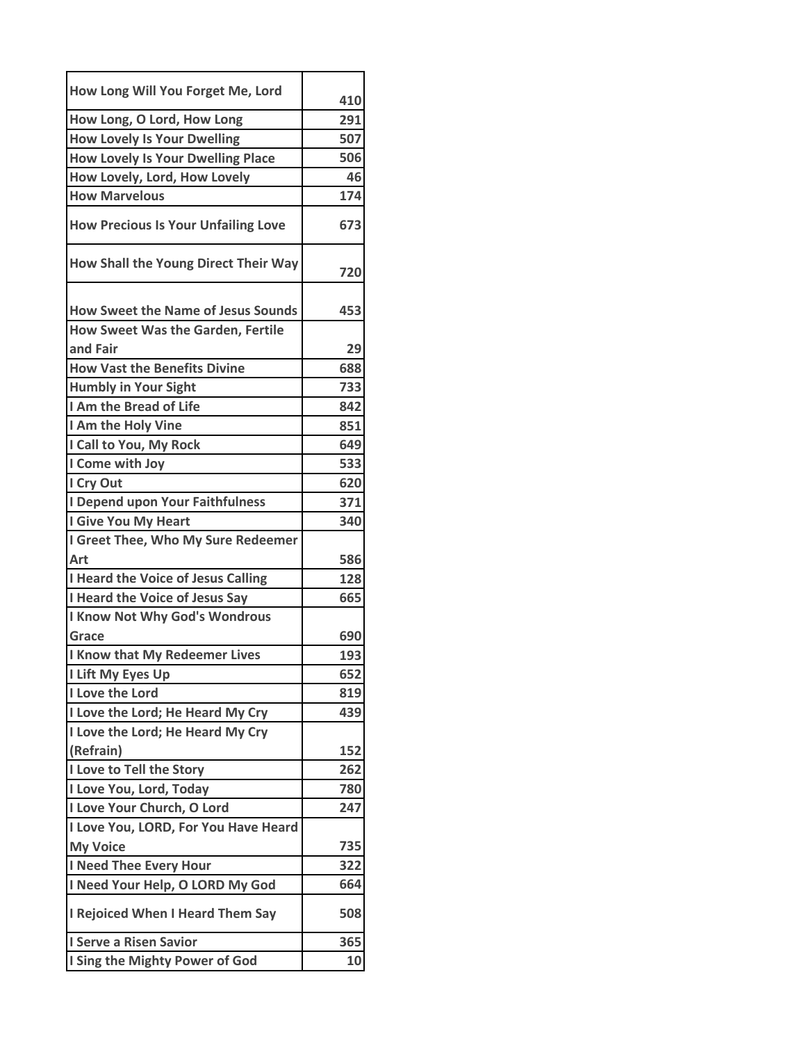| How Long Will You Forget Me, Lord | 410 |
|---|---|
| How Long, O Lord, How Long | 291 |
| How Lovely Is Your Dwelling | 507 |
| How Lovely Is Your Dwelling Place | 506 |
| How Lovely, Lord, How Lovely | 46 |
| How Marvelous | 174 |
| How Precious Is Your Unfailing Love | 673 |
| How Shall the Young Direct Their Way | 720 |
| How Sweet the Name of Jesus Sounds | 453 |
| How Sweet Was the Garden, Fertile and Fair | 29 |
| How Vast the Benefits Divine | 688 |
| Humbly in Your Sight | 733 |
| I Am the Bread of Life | 842 |
| I Am the Holy Vine | 851 |
| I Call to You, My Rock | 649 |
| I Come with Joy | 533 |
| I Cry Out | 620 |
| I Depend upon Your Faithfulness | 371 |
| I Give You My Heart | 340 |
| I Greet Thee, Who My Sure Redeemer Art | 586 |
| I Heard the Voice of Jesus Calling | 128 |
| I Heard the Voice of Jesus Say | 665 |
| I Know Not Why God's Wondrous Grace | 690 |
| I Know that My Redeemer Lives | 193 |
| I Lift My Eyes Up | 652 |
| I Love the Lord | 819 |
| I Love the Lord; He Heard My Cry | 439 |
| I Love the Lord; He Heard My Cry (Refrain) | 152 |
| I Love to Tell the Story | 262 |
| I Love You, Lord, Today | 780 |
| I Love Your Church, O Lord | 247 |
| I Love You, LORD, For You Have Heard My Voice | 735 |
| I Need Thee Every Hour | 322 |
| I Need Your Help, O LORD My God | 664 |
| I Rejoiced When I Heard Them Say | 508 |
| I Serve a Risen Savior | 365 |
| I Sing the Mighty Power of God | 10 |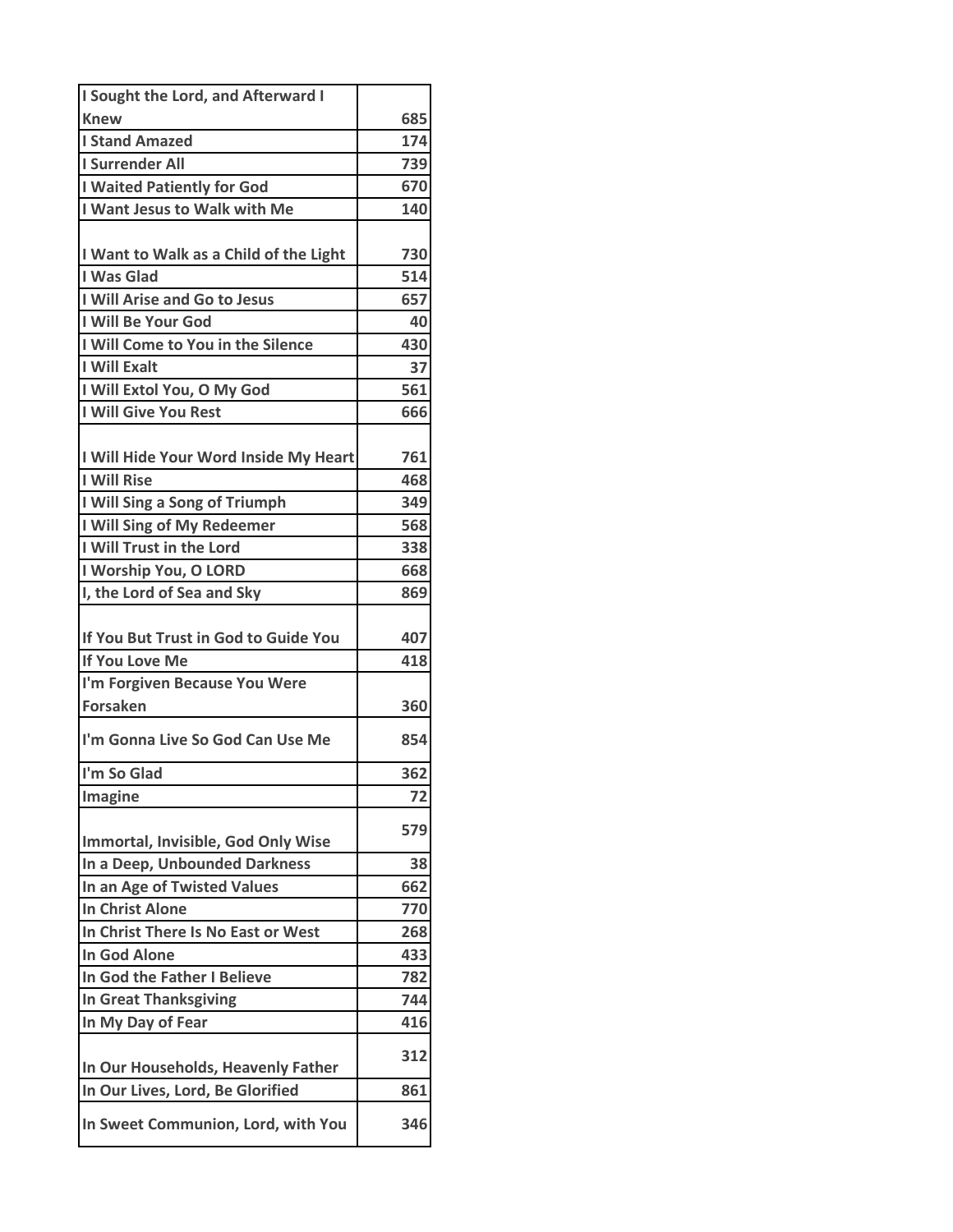| | |
|---|---|
| I Sought the Lord, and Afterward I Knew | 685 |
| I Stand Amazed | 174 |
| I Surrender All | 739 |
| I Waited Patiently for God | 670 |
| I Want Jesus to Walk with Me | 140 |
| I Want to Walk as a Child of the Light | 730 |
| I Was Glad | 514 |
| I Will Arise and Go to Jesus | 657 |
| I Will Be Your God | 40 |
| I Will Come to You in the Silence | 430 |
| I Will Exalt | 37 |
| I Will Extol You, O My God | 561 |
| I Will Give You Rest | 666 |
| I Will Hide Your Word Inside My Heart | 761 |
| I Will Rise | 468 |
| I Will Sing a Song of Triumph | 349 |
| I Will Sing of My Redeemer | 568 |
| I Will Trust in the Lord | 338 |
| I Worship You, O LORD | 668 |
| I, the Lord of Sea and Sky | 869 |
| If You But Trust in God to Guide You | 407 |
| If You Love Me | 418 |
| I'm Forgiven Because You Were Forsaken | 360 |
| I'm Gonna Live So God Can Use Me | 854 |
| I'm So Glad | 362 |
| Imagine | 72 |
| Immortal, Invisible, God Only Wise | 579 |
| In a Deep, Unbounded Darkness | 38 |
| In an Age of Twisted Values | 662 |
| In Christ Alone | 770 |
| In Christ There Is No East or West | 268 |
| In God Alone | 433 |
| In God the Father I Believe | 782 |
| In Great Thanksgiving | 744 |
| In My Day of Fear | 416 |
| In Our Households, Heavenly Father | 312 |
| In Our Lives, Lord, Be Glorified | 861 |
| In Sweet Communion, Lord, with You | 346 |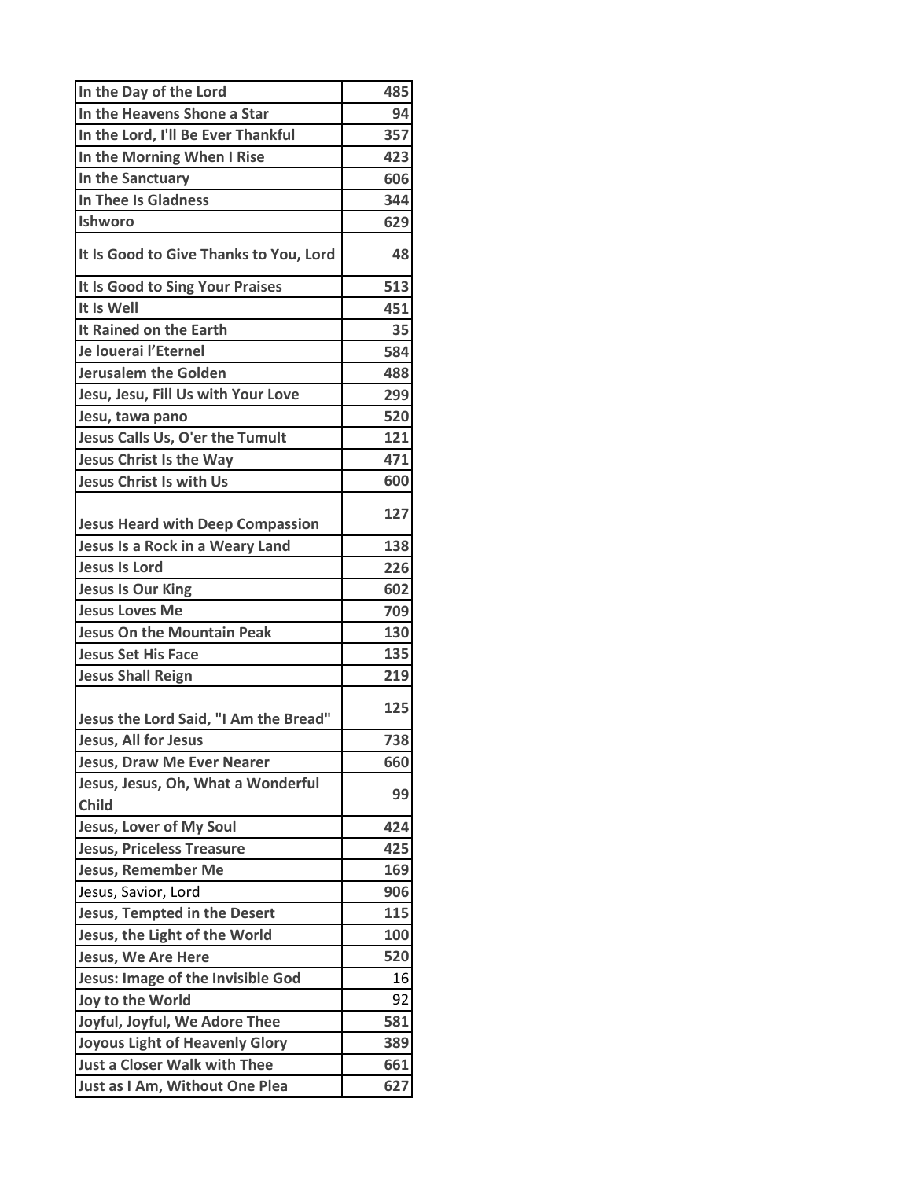| | |
|---|---|
| In the Day of the Lord | 485 |
| In the Heavens Shone a Star | 94 |
| In the Lord, I'll Be Ever Thankful | 357 |
| In the Morning When I Rise | 423 |
| In the Sanctuary | 606 |
| In Thee Is Gladness | 344 |
| Ishworo | 629 |
| It Is Good to Give Thanks to You, Lord | 48 |
| It Is Good to Sing Your Praises | 513 |
| It Is Well | 451 |
| It Rained on the Earth | 35 |
| Je louerai l'Eternel | 584 |
| Jerusalem the Golden | 488 |
| Jesu, Jesu, Fill Us with Your Love | 299 |
| Jesu, tawa pano | 520 |
| Jesus Calls Us, O'er the Tumult | 121 |
| Jesus Christ Is the Way | 471 |
| Jesus Christ Is with Us | 600 |
| Jesus Heard with Deep Compassion | 127 |
| Jesus Is a Rock in a Weary Land | 138 |
| Jesus Is Lord | 226 |
| Jesus Is Our King | 602 |
| Jesus Loves Me | 709 |
| Jesus On the Mountain Peak | 130 |
| Jesus Set His Face | 135 |
| Jesus Shall Reign | 219 |
| Jesus the Lord Said, "I Am the Bread" | 125 |
| Jesus, All for Jesus | 738 |
| Jesus, Draw Me Ever Nearer | 660 |
| Jesus, Jesus, Oh, What a Wonderful Child | 99 |
| Jesus, Lover of My Soul | 424 |
| Jesus, Priceless Treasure | 425 |
| Jesus, Remember Me | 169 |
| Jesus, Savior, Lord | 906 |
| Jesus, Tempted in the Desert | 115 |
| Jesus, the Light of the World | 100 |
| Jesus, We Are Here | 520 |
| Jesus: Image of the Invisible God | 16 |
| Joy to the World | 92 |
| Joyful, Joyful, We Adore Thee | 581 |
| Joyous Light of Heavenly Glory | 389 |
| Just a Closer Walk with Thee | 661 |
| Just as I Am, Without One Plea | 627 |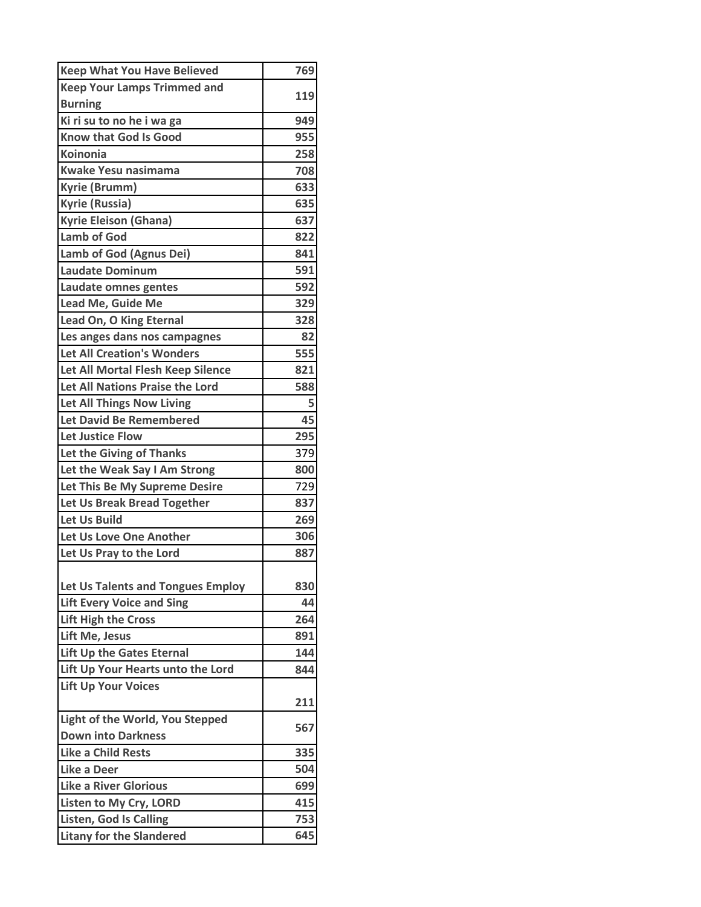| Keep What You Have Believed | 769 |
|---|---|
| Keep Your Lamps Trimmed and Burning | 119 |
| Ki ri su to no he i wa ga | 949 |
| Know that God Is Good | 955 |
| Koinonia | 258 |
| Kwake Yesu nasimama | 708 |
| Kyrie (Brumm) | 633 |
| Kyrie (Russia) | 635 |
| Kyrie Eleison (Ghana) | 637 |
| Lamb of God | 822 |
| Lamb of God (Agnus Dei) | 841 |
| Laudate Dominum | 591 |
| Laudate omnes gentes | 592 |
| Lead Me, Guide Me | 329 |
| Lead On, O King Eternal | 328 |
| Les anges dans nos campagnes | 82 |
| Let All Creation's Wonders | 555 |
| Let All Mortal Flesh Keep Silence | 821 |
| Let All Nations Praise the Lord | 588 |
| Let All Things Now Living | 5 |
| Let David Be Remembered | 45 |
| Let Justice Flow | 295 |
| Let the Giving of Thanks | 379 |
| Let the Weak Say I Am Strong | 800 |
| Let This Be My Supreme Desire | 729 |
| Let Us Break Bread Together | 837 |
| Let Us Build | 269 |
| Let Us Love One Another | 306 |
| Let Us Pray to the Lord | 887 |
| Let Us Talents and Tongues Employ | 830 |
| Lift Every Voice and Sing | 44 |
| Lift High the Cross | 264 |
| Lift Me, Jesus | 891 |
| Lift Up the Gates Eternal | 144 |
| Lift Up Your Hearts unto the Lord | 844 |
| Lift Up Your Voices | 211 |
| Light of the World, You Stepped Down into Darkness | 567 |
| Like a Child Rests | 335 |
| Like a Deer | 504 |
| Like a River Glorious | 699 |
| Listen to My Cry, LORD | 415 |
| Listen, God Is Calling | 753 |
| Litany for the Slandered | 645 |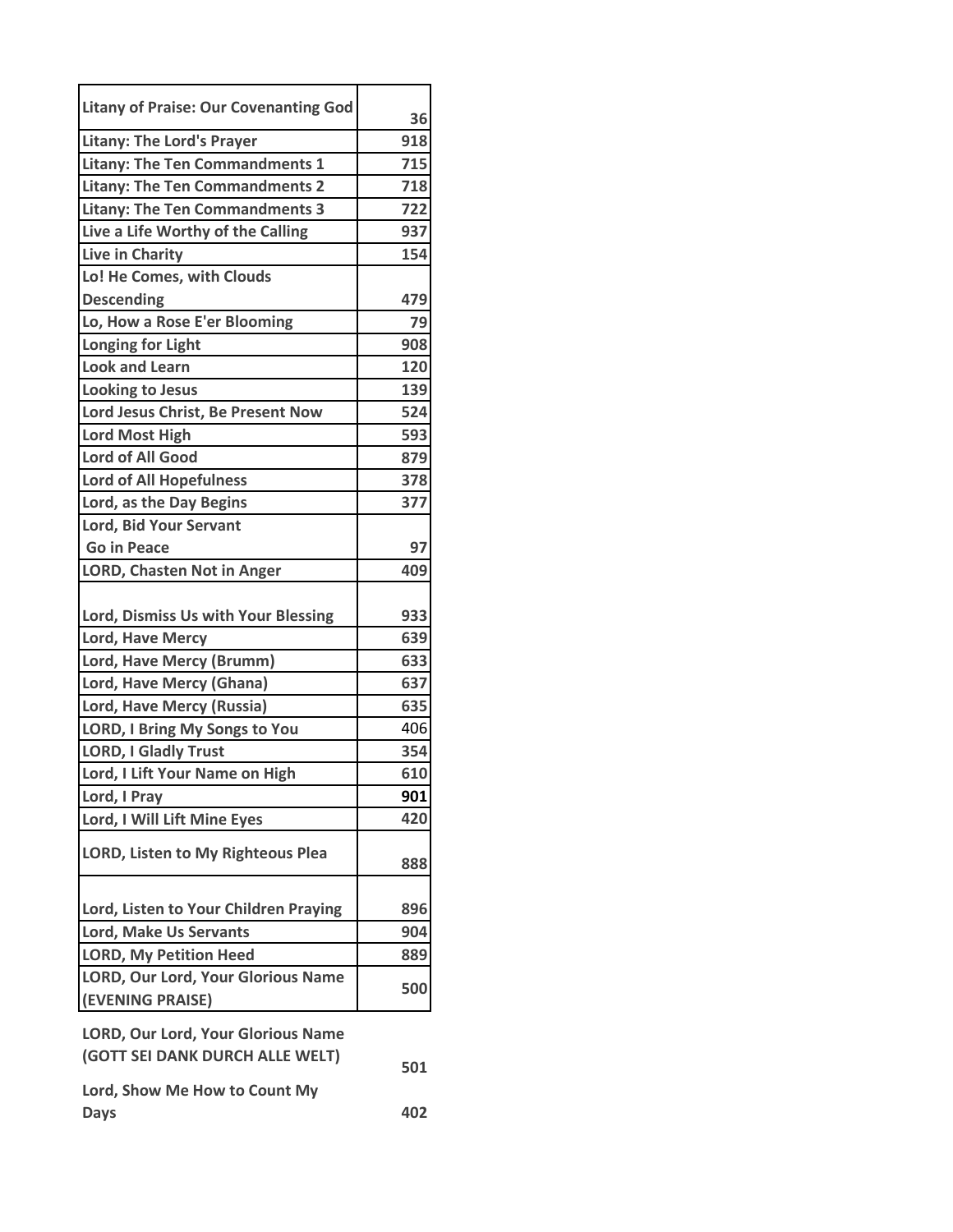| Litany of Praise: Our Covenanting God | 36 |
|---|---|
| Litany: The Lord's Prayer | 918 |
| Litany: The Ten Commandments 1 | 715 |
| Litany: The Ten Commandments 2 | 718 |
| Litany: The Ten Commandments 3 | 722 |
| Live a Life Worthy of the Calling | 937 |
| Live in Charity | 154 |
| Lo! He Comes, with Clouds Descending | 479 |
| Lo, How a Rose E'er Blooming | 79 |
| Longing for Light | 908 |
| Look and Learn | 120 |
| Looking to Jesus | 139 |
| Lord Jesus Christ, Be Present Now | 524 |
| Lord Most High | 593 |
| Lord of All Good | 879 |
| Lord of All Hopefulness | 378 |
| Lord, as the Day Begins | 377 |
| Lord, Bid Your Servant Go in Peace | 97 |
| LORD, Chasten Not in Anger | 409 |
| Lord, Dismiss Us with Your Blessing | 933 |
| Lord, Have Mercy | 639 |
| Lord, Have Mercy (Brumm) | 633 |
| Lord, Have Mercy (Ghana) | 637 |
| Lord, Have Mercy (Russia) | 635 |
| LORD, I Bring My Songs to You | 406 |
| LORD, I Gladly Trust | 354 |
| Lord, I Lift Your Name on High | 610 |
| Lord, I Pray | 901 |
| Lord, I Will Lift Mine Eyes | 420 |
| LORD, Listen to My Righteous Plea | 888 |
| Lord, Listen to Your Children Praying | 896 |
| Lord, Make Us Servants | 904 |
| LORD, My Petition Heed | 889 |
| LORD, Our Lord, Your Glorious Name (EVENING PRAISE) | 500 |
| LORD, Our Lord, Your Glorious Name (GOTT SEI DANK DURCH ALLE WELT) | 501 |
| Lord, Show Me How to Count My Days | 402 |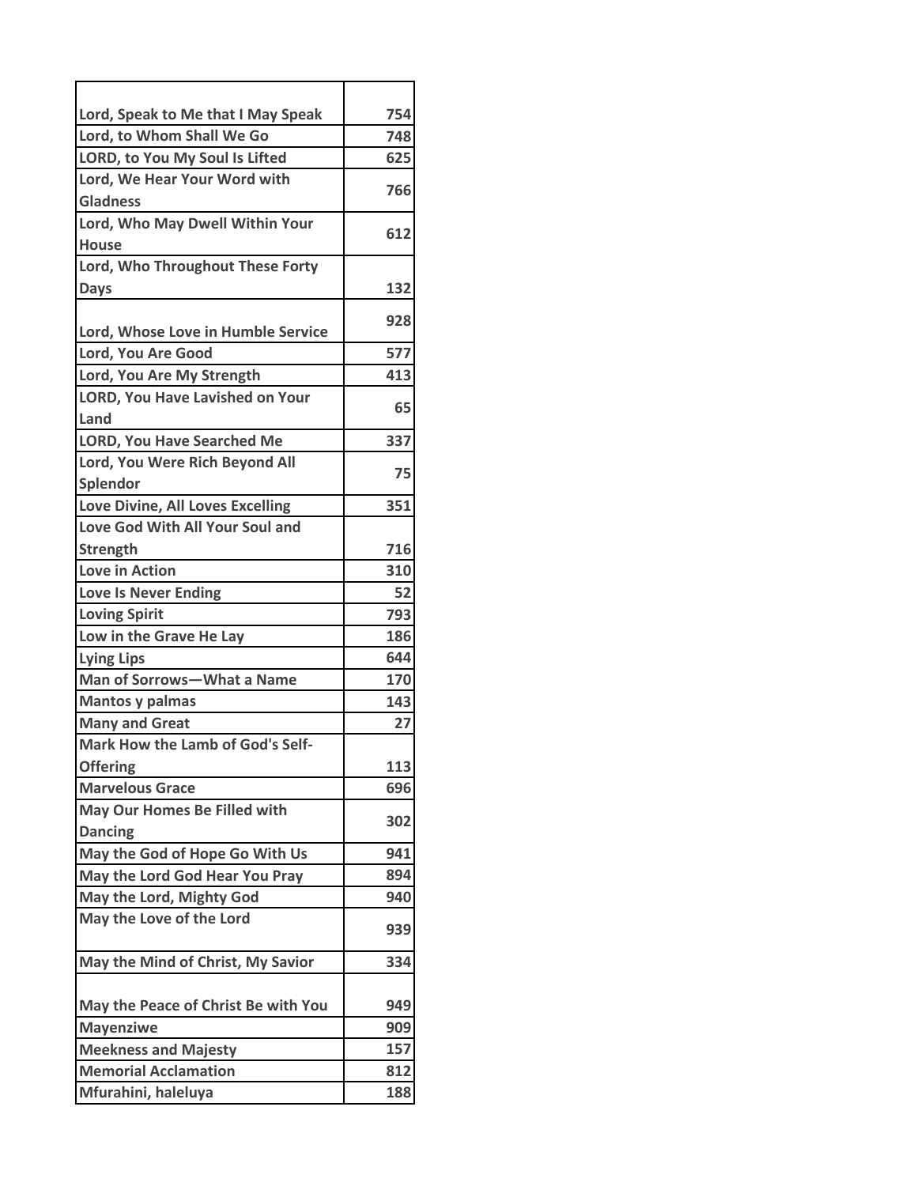| | |
|---|---|
| Lord, Speak to Me that I May Speak | 754 |
| Lord, to Whom Shall We Go | 748 |
| LORD, to You My Soul Is Lifted | 625 |
| Lord, We Hear Your Word with Gladness | 766 |
| Lord, Who May Dwell Within Your House | 612 |
| Lord, Who Throughout These Forty Days | 132 |
| Lord, Whose Love in Humble Service | 928 |
| Lord, You Are Good | 577 |
| Lord, You Are My Strength | 413 |
| LORD, You Have Lavished on Your Land | 65 |
| LORD, You Have Searched Me | 337 |
| Lord, You Were Rich Beyond All Splendor | 75 |
| Love Divine, All Loves Excelling | 351 |
| Love God With All Your Soul and Strength | 716 |
| Love in Action | 310 |
| Love Is Never Ending | 52 |
| Loving Spirit | 793 |
| Low in the Grave He Lay | 186 |
| Lying Lips | 644 |
| Man of Sorrows—What a Name | 170 |
| Mantos y palmas | 143 |
| Many and Great | 27 |
| Mark How the Lamb of God's Self-Offering | 113 |
| Marvelous Grace | 696 |
| May Our Homes Be Filled with Dancing | 302 |
| May the God of Hope Go With Us | 941 |
| May the Lord God Hear You Pray | 894 |
| May the Lord, Mighty God | 940 |
| May the Love of the Lord | 939 |
| May the Mind of Christ, My Savior | 334 |
| May the Peace of Christ Be with You | 949 |
| Mayenziwe | 909 |
| Meekness and Majesty | 157 |
| Memorial Acclamation | 812 |
| Mfurahini, haleluya | 188 |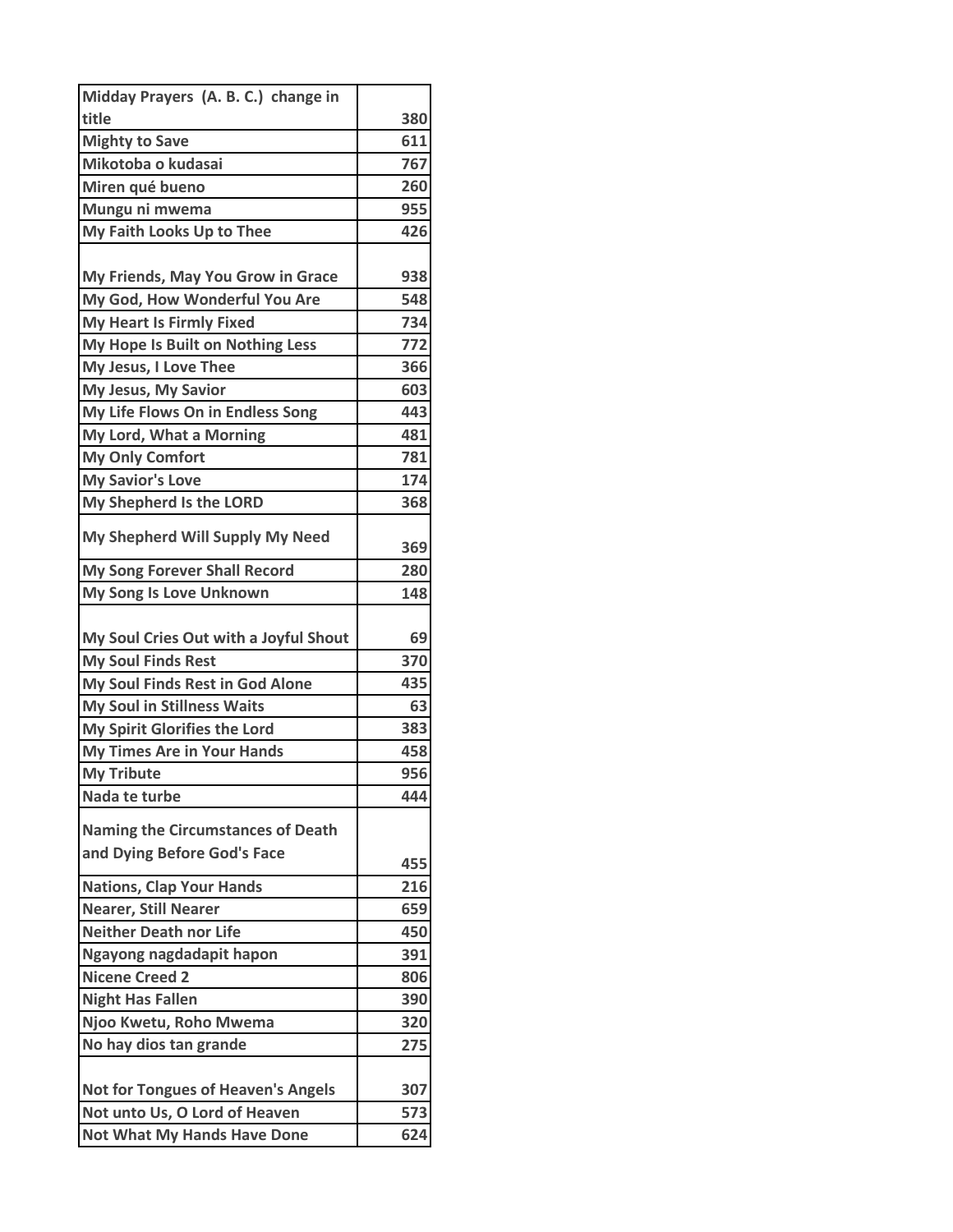| Midday Prayers (A. B. C.) change in title | 380 |
|---|---|
| Mighty to Save | 611 |
| Mikotoba o kudasai | 767 |
| Miren qué bueno | 260 |
| Mungu ni mwema | 955 |
| My Faith Looks Up to Thee | 426 |
| My Friends, May You Grow in Grace | 938 |
| My God, How Wonderful You Are | 548 |
| My Heart Is Firmly Fixed | 734 |
| My Hope Is Built on Nothing Less | 772 |
| My Jesus, I Love Thee | 366 |
| My Jesus, My Savior | 603 |
| My Life Flows On in Endless Song | 443 |
| My Lord, What a Morning | 481 |
| My Only Comfort | 781 |
| My Savior's Love | 174 |
| My Shepherd Is the LORD | 368 |
| My Shepherd Will Supply My Need | 369 |
| My Song Forever Shall Record | 280 |
| My Song Is Love Unknown | 148 |
| My Soul Cries Out with a Joyful Shout | 69 |
| My Soul Finds Rest | 370 |
| My Soul Finds Rest in God Alone | 435 |
| My Soul in Stillness Waits | 63 |
| My Spirit Glorifies the Lord | 383 |
| My Times Are in Your Hands | 458 |
| My Tribute | 956 |
| Nada te turbe | 444 |
| Naming the Circumstances of Death and Dying Before God's Face | 455 |
| Nations, Clap Your Hands | 216 |
| Nearer, Still Nearer | 659 |
| Neither Death nor Life | 450 |
| Ngayong nagdadapit hapon | 391 |
| Nicene Creed 2 | 806 |
| Night Has Fallen | 390 |
| Njoo Kwetu, Roho Mwema | 320 |
| No hay dios tan grande | 275 |
| Not for Tongues of Heaven's Angels | 307 |
| Not unto Us, O Lord of Heaven | 573 |
| Not What My Hands Have Done | 624 |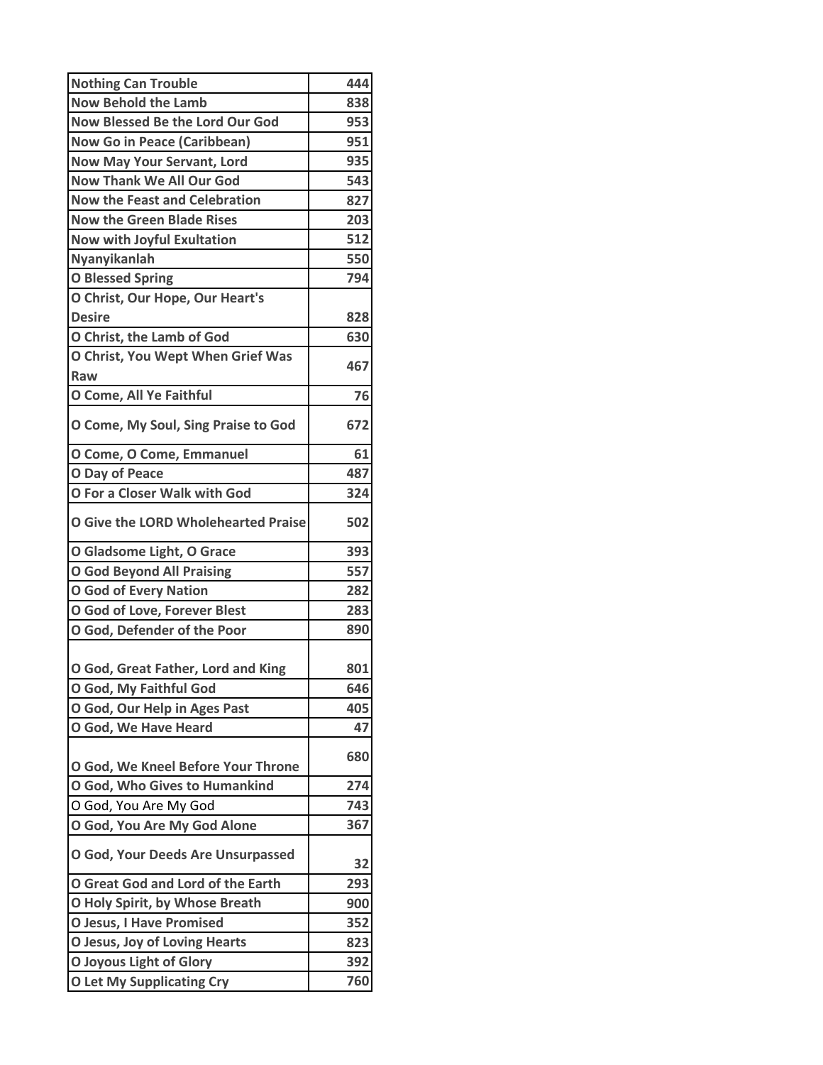| | |
|---|---|
| **Nothing Can Trouble** | **444** |
| **Now Behold the Lamb** | **838** |
| **Now Blessed Be the Lord Our God** | **953** |
| **Now Go in Peace (Caribbean)** | **951** |
| **Now May Your Servant, Lord** | **935** |
| **Now Thank We All Our God** | **543** |
| **Now the Feast and Celebration** | **827** |
| **Now the Green Blade Rises** | **203** |
| **Now with Joyful Exultation** | **512** |
| **Nyanyikanlah** | **550** |
| **O Blessed Spring** | **794** |
| **O Christ, Our Hope, Our Heart's Desire** | **828** |
| **O Christ, the Lamb of God** | **630** |
| **O Christ, You Wept When Grief Was Raw** | **467** |
| **O Come, All Ye Faithful** | **76** |
| **O Come, My Soul, Sing Praise to God** | **672** |
| **O Come, O Come, Emmanuel** | **61** |
| **O Day of Peace** | **487** |
| **O For a Closer Walk with God** | **324** |
| **O Give the LORD Wholehearted Praise** | **502** |
| **O Gladsome Light, O Grace** | **393** |
| **O God Beyond All Praising** | **557** |
| **O God of Every Nation** | **282** |
| **O God of Love, Forever Blest** | **283** |
| **O God, Defender of the Poor** | **890** |
| **O God, Great Father, Lord and King** | **801** |
| **O God, My Faithful God** | **646** |
| **O God, Our Help in Ages Past** | **405** |
| **O God, We Have Heard** | **47** |
| **O God, We Kneel Before Your Throne** | **680** |
| **O God, Who Gives to Humankind** | **274** |
| O God, You Are My God | **743** |
| **O God, You Are My God Alone** | **367** |
| **O God, Your Deeds Are Unsurpassed** | **32** |
| **O Great God and Lord of the Earth** | **293** |
| **O Holy Spirit, by Whose Breath** | **900** |
| **O Jesus, I Have Promised** | **352** |
| **O Jesus, Joy of Loving Hearts** | **823** |
| **O Joyous Light of Glory** | **392** |
| **O Let My Supplicating Cry** | **760** |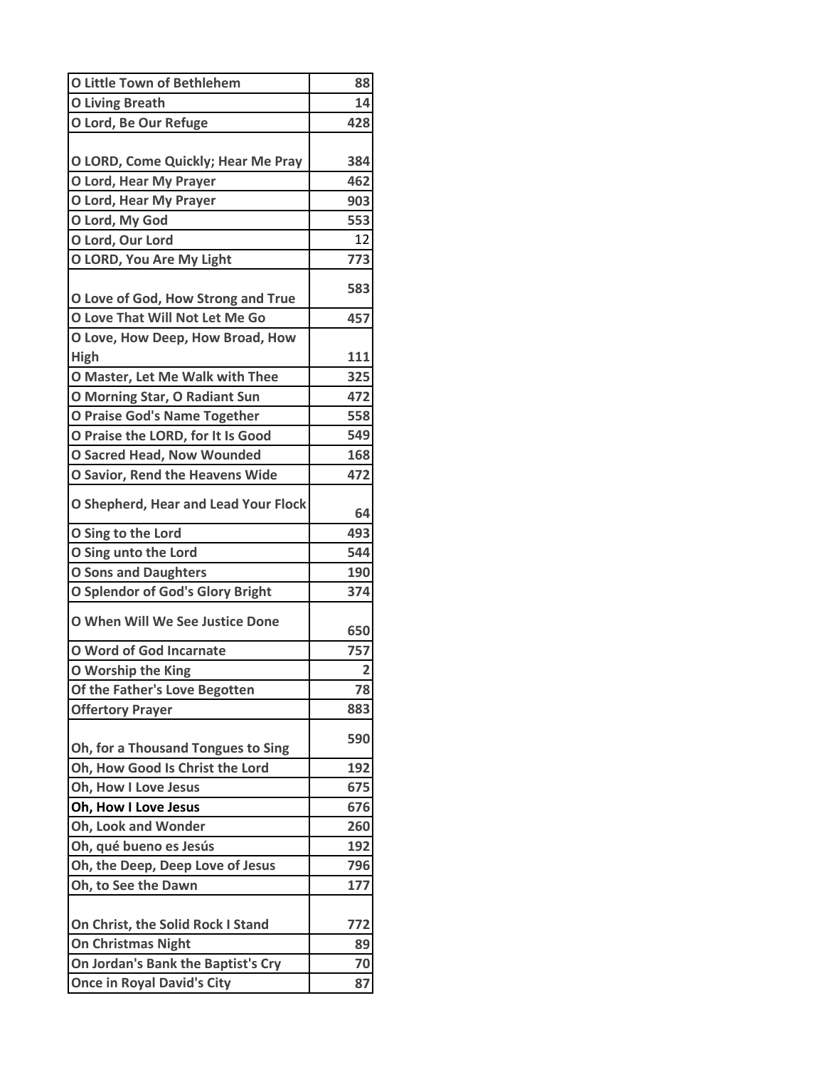| O Little Town of Bethlehem | 88 |
|---|---|
| O Living Breath | 14 |
| O Lord, Be Our Refuge | 428 |
| O LORD, Come Quickly; Hear Me Pray | 384 |
| O Lord, Hear My Prayer | 462 |
| O Lord, Hear My Prayer | 903 |
| O Lord, My God | 553 |
| O Lord, Our Lord | 12 |
| O LORD, You Are My Light | 773 |
| O Love of God, How Strong and True | 583 |
| O Love That Will Not Let Me Go | 457 |
| O Love, How Deep, How Broad, How High | 111 |
| O Master, Let Me Walk with Thee | 325 |
| O Morning Star, O Radiant Sun | 472 |
| O Praise God's Name Together | 558 |
| O Praise the LORD, for It Is Good | 549 |
| O Sacred Head, Now Wounded | 168 |
| O Savior, Rend the Heavens Wide | 472 |
| O Shepherd, Hear and Lead Your Flock | 64 |
| O Sing to the Lord | 493 |
| O Sing unto the Lord | 544 |
| O Sons and Daughters | 190 |
| O Splendor of God's Glory Bright | 374 |
| O When Will We See Justice Done | 650 |
| O Word of God Incarnate | 757 |
| O Worship the King | 2 |
| Of the Father's Love Begotten | 78 |
| Offertory Prayer | 883 |
| Oh, for a Thousand Tongues to Sing | 590 |
| Oh, How Good Is Christ the Lord | 192 |
| Oh, How I Love Jesus | 675 |
| Oh, How I Love Jesus | 676 |
| Oh, Look and Wonder | 260 |
| Oh, qué bueno es Jesús | 192 |
| Oh, the Deep, Deep Love of Jesus | 796 |
| Oh, to See the Dawn | 177 |
| On Christ, the Solid Rock I Stand | 772 |
| On Christmas Night | 89 |
| On Jordan's Bank the Baptist's Cry | 70 |
| Once in Royal David's City | 87 |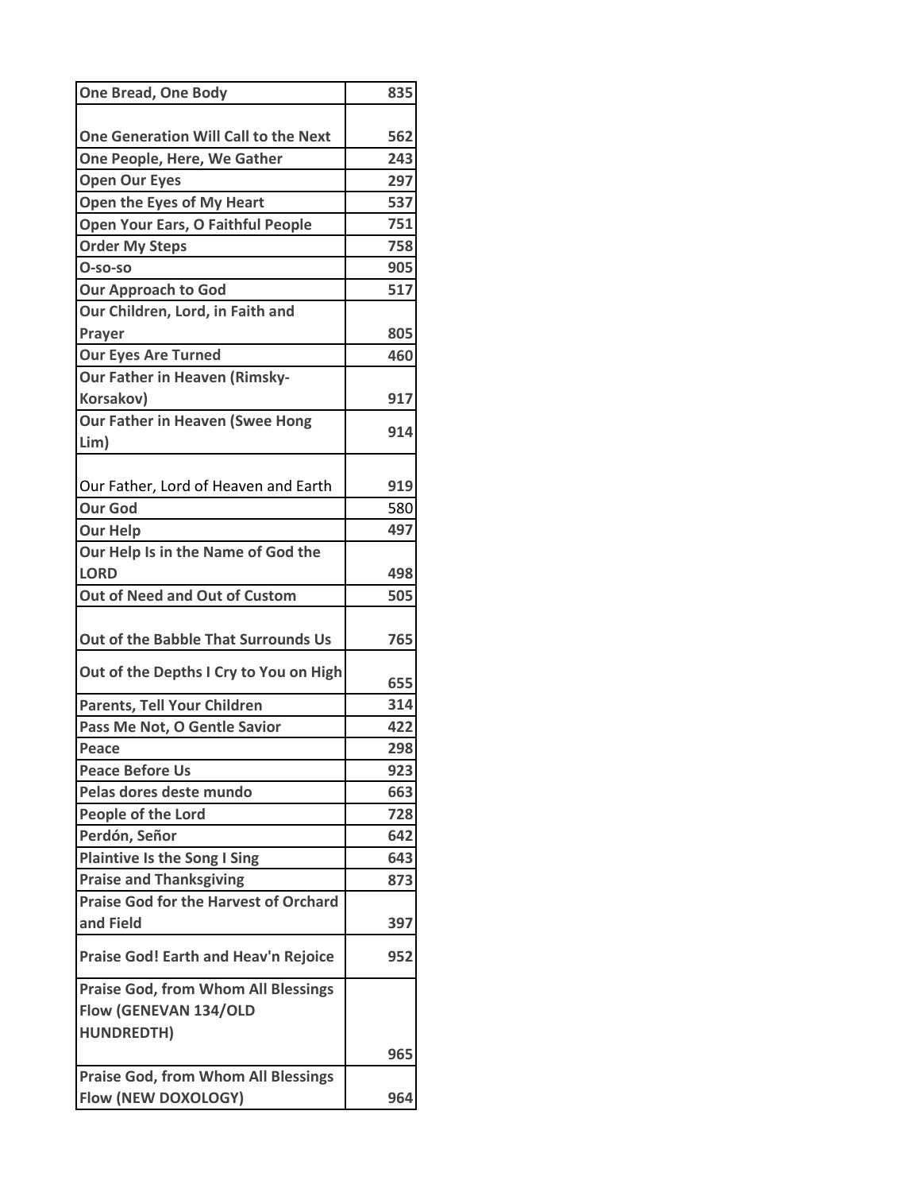| One Bread, One Body | 835 |
|---|---|
| One Generation Will Call to the Next | 562 |
| One People, Here, We Gather | 243 |
| Open Our Eyes | 297 |
| Open the Eyes of My Heart | 537 |
| Open Your Ears, O Faithful People | 751 |
| Order My Steps | 758 |
| O-so-so | 905 |
| Our Approach to God | 517 |
| Our Children, Lord, in Faith and Prayer | 805 |
| Our Eyes Are Turned | 460 |
| Our Father in Heaven (Rimsky-Korsakov) | 917 |
| Our Father in Heaven (Swee Hong Lim) | 914 |
| Our Father, Lord of Heaven and Earth | 919 |
| Our God | 580 |
| Our Help | 497 |
| Our Help Is in the Name of God the LORD | 498 |
| Out of Need and Out of Custom | 505 |
| Out of the Babble That Surrounds Us | 765 |
| Out of the Depths I Cry to You on High | 655 |
| Parents, Tell Your Children | 314 |
| Pass Me Not, O Gentle Savior | 422 |
| Peace | 298 |
| Peace Before Us | 923 |
| Pelas dores deste mundo | 663 |
| People of the Lord | 728 |
| Perdón, Señor | 642 |
| Plaintive Is the Song I Sing | 643 |
| Praise and Thanksgiving | 873 |
| Praise God for the Harvest of Orchard and Field | 397 |
| Praise God! Earth and Heav'n Rejoice | 952 |
| Praise God, from Whom All Blessings Flow (GENEVAN 134/OLD HUNDREDTH) | 965 |
| Praise God, from Whom All Blessings Flow (NEW DOXOLOGY) | 964 |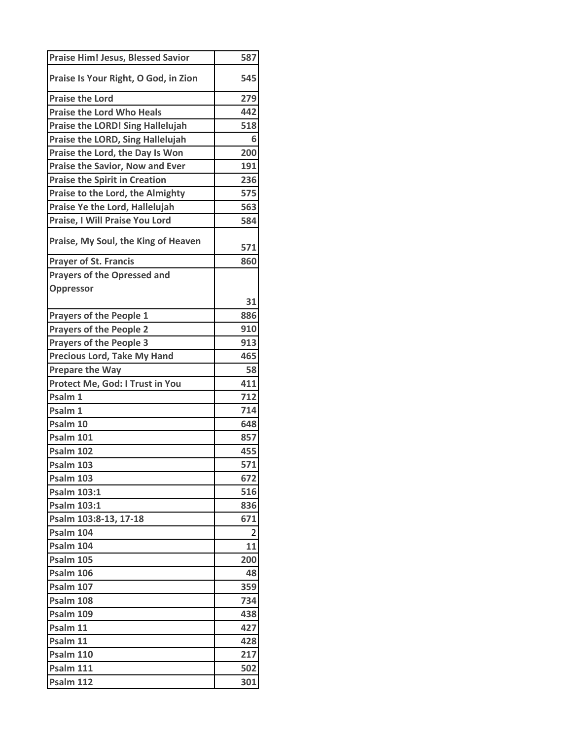| Praise Him! Jesus, Blessed Savior | 587 |
|---|---|
| Praise Is Your Right, O God, in Zion | 545 |
| Praise the Lord | 279 |
| Praise the Lord Who Heals | 442 |
| Praise the LORD! Sing Hallelujah | 518 |
| Praise the LORD, Sing Hallelujah | 6 |
| Praise the Lord, the Day Is Won | 200 |
| Praise the Savior, Now and Ever | 191 |
| Praise the Spirit in Creation | 236 |
| Praise to the Lord, the Almighty | 575 |
| Praise Ye the Lord, Hallelujah | 563 |
| Praise, I Will Praise You Lord | 584 |
| Praise, My Soul, the King of Heaven | 571 |
| Prayer of St. Francis | 860 |
| Prayers of the Opressed and Oppressor | 31 |
| Prayers of the People 1 | 886 |
| Prayers of the People 2 | 910 |
| Prayers of the People 3 | 913 |
| Precious Lord, Take My Hand | 465 |
| Prepare the Way | 58 |
| Protect Me, God: I Trust in You | 411 |
| Psalm 1 | 712 |
| Psalm 1 | 714 |
| Psalm 10 | 648 |
| Psalm 101 | 857 |
| Psalm 102 | 455 |
| Psalm 103 | 571 |
| Psalm 103 | 672 |
| Psalm 103:1 | 516 |
| Psalm 103:1 | 836 |
| Psalm 103:8-13, 17-18 | 671 |
| Psalm 104 | 2 |
| Psalm 104 | 11 |
| Psalm 105 | 200 |
| Psalm 106 | 48 |
| Psalm 107 | 359 |
| Psalm 108 | 734 |
| Psalm 109 | 438 |
| Psalm 11 | 427 |
| Psalm 11 | 428 |
| Psalm 110 | 217 |
| Psalm 111 | 502 |
| Psalm 112 | 301 |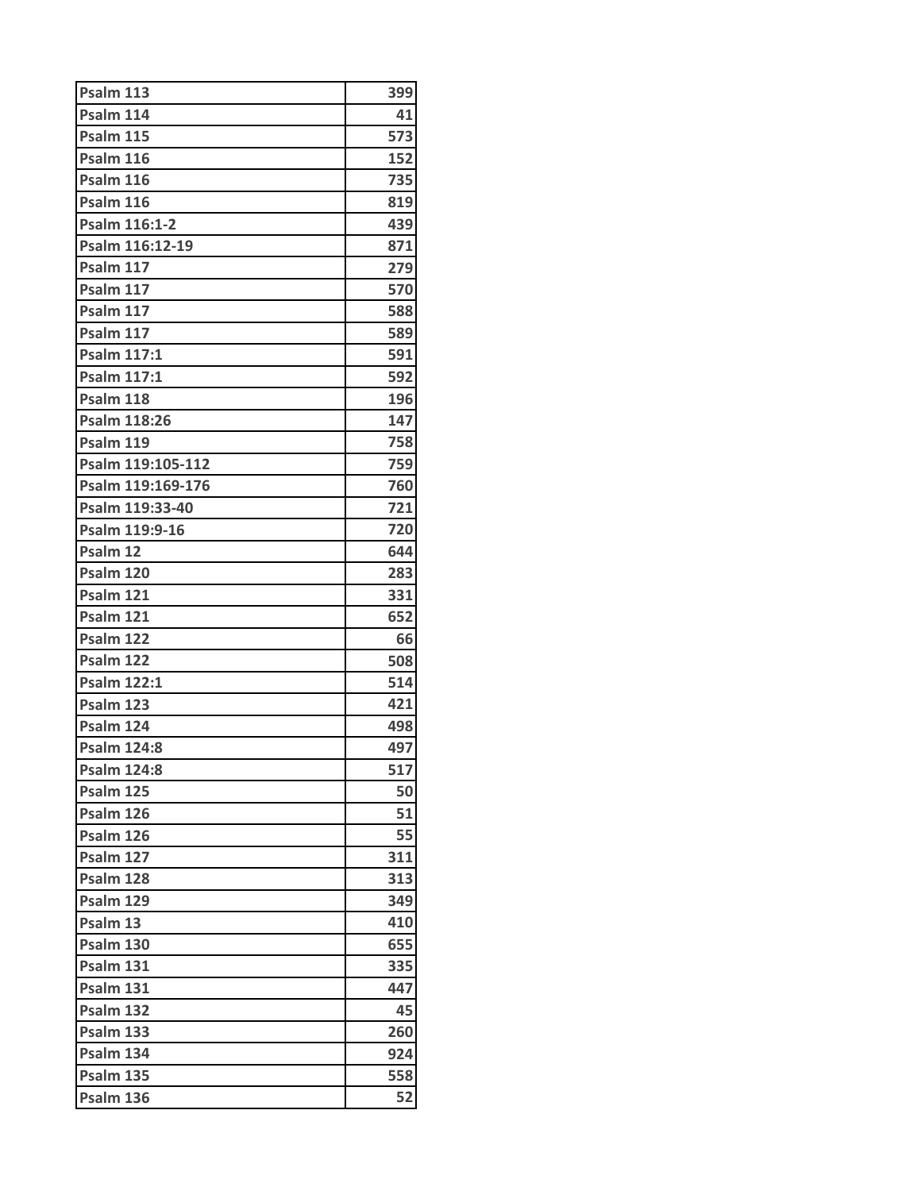| Psalm 113 | 399 |
|---|---|
| Psalm 114 | 41 |
| Psalm 115 | 573 |
| Psalm 116 | 152 |
| Psalm 116 | 735 |
| Psalm 116 | 819 |
| Psalm 116:1-2 | 439 |
| Psalm 116:12-19 | 871 |
| Psalm 117 | 279 |
| Psalm 117 | 570 |
| Psalm 117 | 588 |
| Psalm 117 | 589 |
| Psalm 117:1 | 591 |
| Psalm 117:1 | 592 |
| Psalm 118 | 196 |
| Psalm 118:26 | 147 |
| Psalm 119 | 758 |
| Psalm 119:105-112 | 759 |
| Psalm 119:169-176 | 760 |
| Psalm 119:33-40 | 721 |
| Psalm 119:9-16 | 720 |
| Psalm 12 | 644 |
| Psalm 120 | 283 |
| Psalm 121 | 331 |
| Psalm 121 | 652 |
| Psalm 122 | 66 |
| Psalm 122 | 508 |
| Psalm 122:1 | 514 |
| Psalm 123 | 421 |
| Psalm 124 | 498 |
| Psalm 124:8 | 497 |
| Psalm 124:8 | 517 |
| Psalm 125 | 50 |
| Psalm 126 | 51 |
| Psalm 126 | 55 |
| Psalm 127 | 311 |
| Psalm 128 | 313 |
| Psalm 129 | 349 |
| Psalm 13 | 410 |
| Psalm 130 | 655 |
| Psalm 131 | 335 |
| Psalm 131 | 447 |
| Psalm 132 | 45 |
| Psalm 133 | 260 |
| Psalm 134 | 924 |
| Psalm 135 | 558 |
| Psalm 136 | 52 |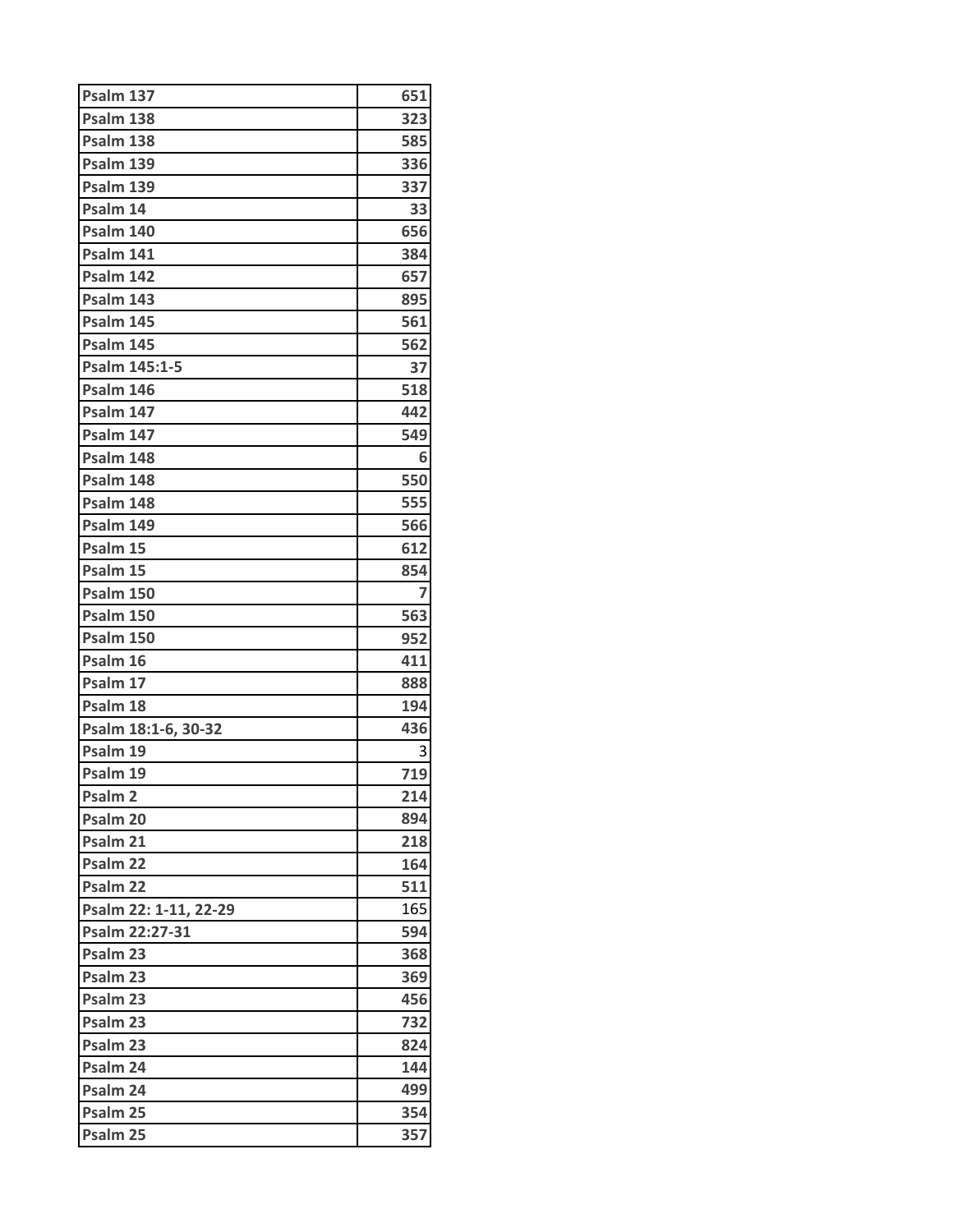| Psalm 137 | 651 |
|---|---|
| Psalm 138 | 323 |
| Psalm 138 | 585 |
| Psalm 139 | 336 |
| Psalm 139 | 337 |
| Psalm 14 | 33 |
| Psalm 140 | 656 |
| Psalm 141 | 384 |
| Psalm 142 | 657 |
| Psalm 143 | 895 |
| Psalm 145 | 561 |
| Psalm 145 | 562 |
| Psalm 145:1-5 | 37 |
| Psalm 146 | 518 |
| Psalm 147 | 442 |
| Psalm 147 | 549 |
| Psalm 148 | 6 |
| Psalm 148 | 550 |
| Psalm 148 | 555 |
| Psalm 149 | 566 |
| Psalm 15 | 612 |
| Psalm 15 | 854 |
| Psalm 150 | 7 |
| Psalm 150 | 563 |
| Psalm 150 | 952 |
| Psalm 16 | 411 |
| Psalm 17 | 888 |
| Psalm 18 | 194 |
| Psalm 18:1-6, 30-32 | 436 |
| Psalm 19 | 3 |
| Psalm 19 | 719 |
| Psalm 2 | 214 |
| Psalm 20 | 894 |
| Psalm 21 | 218 |
| Psalm 22 | 164 |
| Psalm 22 | 511 |
| Psalm 22: 1-11, 22-29 | 165 |
| Psalm 22:27-31 | 594 |
| Psalm 23 | 368 |
| Psalm 23 | 369 |
| Psalm 23 | 456 |
| Psalm 23 | 732 |
| Psalm 23 | 824 |
| Psalm 24 | 144 |
| Psalm 24 | 499 |
| Psalm 25 | 354 |
| Psalm 25 | 357 |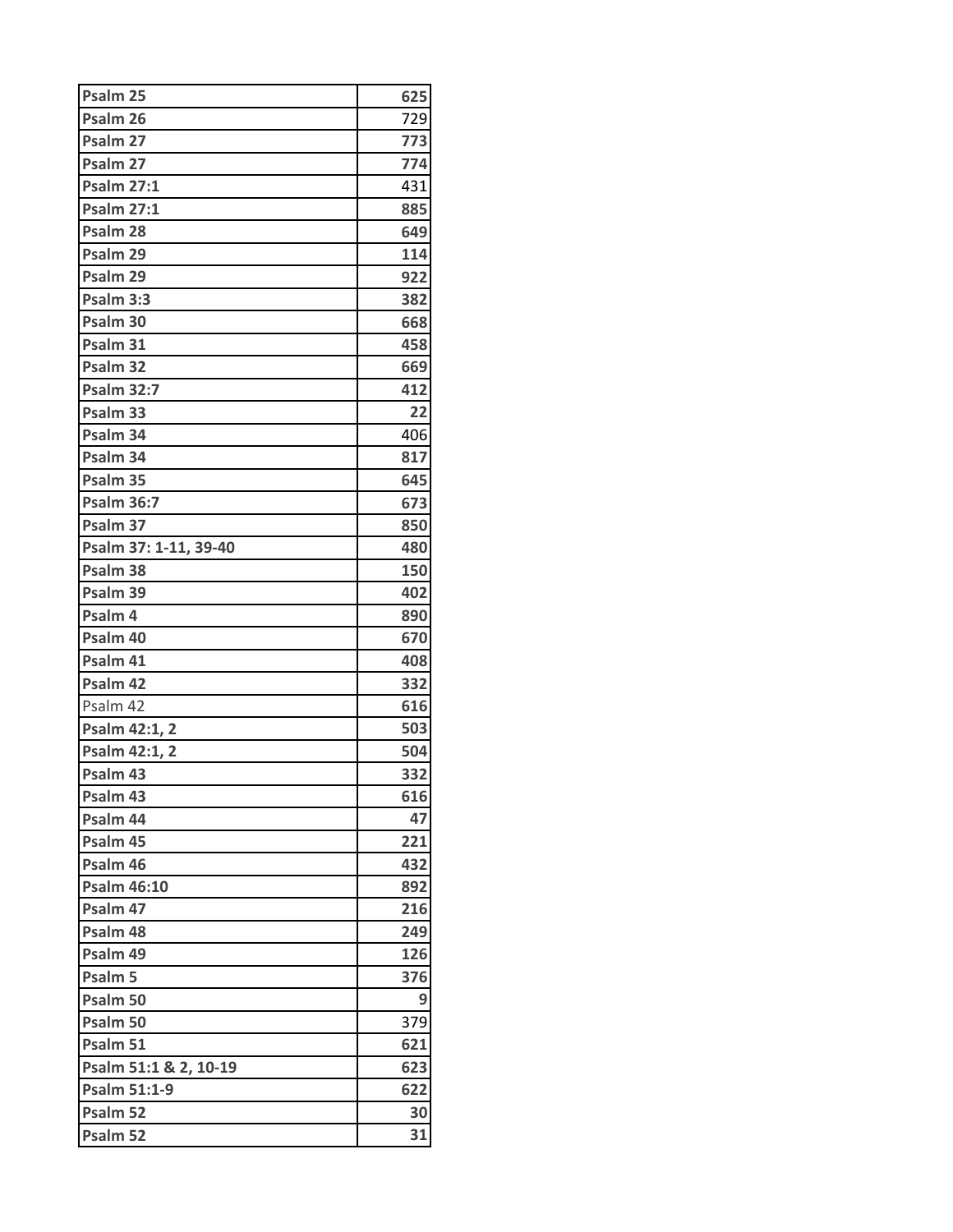| Psalm 25 | 625 |
|---|---|
| Psalm 26 | 729 |
| Psalm 27 | 773 |
| Psalm 27 | 774 |
| Psalm 27:1 | 431 |
| Psalm 27:1 | 885 |
| Psalm 28 | 649 |
| Psalm 29 | 114 |
| Psalm 29 | 922 |
| Psalm 3:3 | 382 |
| Psalm 30 | 668 |
| Psalm 31 | 458 |
| Psalm 32 | 669 |
| Psalm 32:7 | 412 |
| Psalm 33 | 22 |
| Psalm 34 | 406 |
| Psalm 34 | 817 |
| Psalm 35 | 645 |
| Psalm 36:7 | 673 |
| Psalm 37 | 850 |
| Psalm 37: 1-11, 39-40 | 480 |
| Psalm 38 | 150 |
| Psalm 39 | 402 |
| Psalm 4 | 890 |
| Psalm 40 | 670 |
| Psalm 41 | 408 |
| Psalm 42 | 332 |
| Psalm 42 | 616 |
| Psalm 42:1, 2 | 503 |
| Psalm 42:1, 2 | 504 |
| Psalm 43 | 332 |
| Psalm 43 | 616 |
| Psalm 44 | 47 |
| Psalm 45 | 221 |
| Psalm 46 | 432 |
| Psalm 46:10 | 892 |
| Psalm 47 | 216 |
| Psalm 48 | 249 |
| Psalm 49 | 126 |
| Psalm 5 | 376 |
| Psalm 50 | 9 |
| Psalm 50 | 379 |
| Psalm 51 | 621 |
| Psalm 51:1 & 2, 10-19 | 623 |
| Psalm 51:1-9 | 622 |
| Psalm 52 | 30 |
| Psalm 52 | 31 |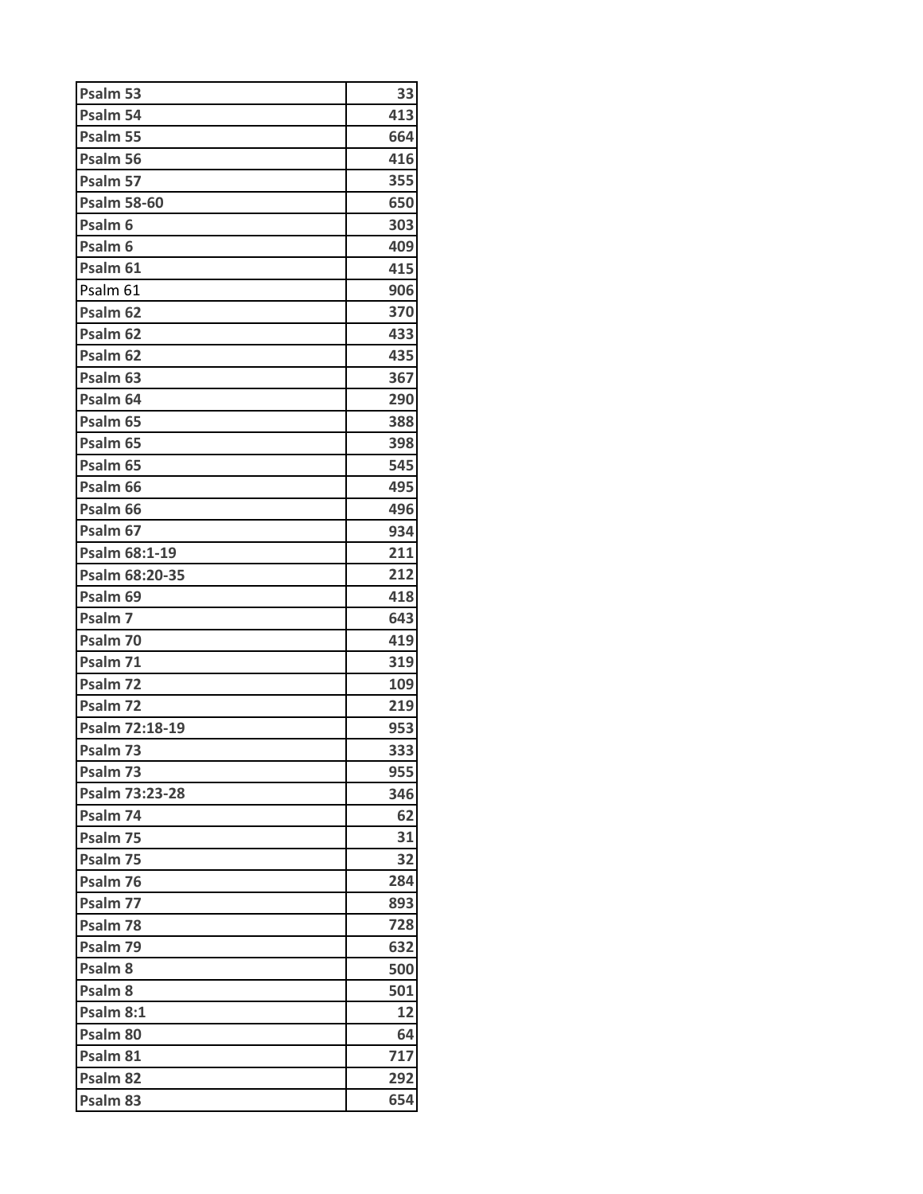| Psalm 53 | 33 |
|---|---|
| Psalm 54 | 413 |
| Psalm 55 | 664 |
| Psalm 56 | 416 |
| Psalm 57 | 355 |
| Psalm 58-60 | 650 |
| Psalm 6 | 303 |
| Psalm 6 | 409 |
| Psalm 61 | 415 |
| Psalm 61 | 906 |
| Psalm 62 | 370 |
| Psalm 62 | 433 |
| Psalm 62 | 435 |
| Psalm 63 | 367 |
| Psalm 64 | 290 |
| Psalm 65 | 388 |
| Psalm 65 | 398 |
| Psalm 65 | 545 |
| Psalm 66 | 495 |
| Psalm 66 | 496 |
| Psalm 67 | 934 |
| Psalm 68:1-19 | 211 |
| Psalm 68:20-35 | 212 |
| Psalm 69 | 418 |
| Psalm 7 | 643 |
| Psalm 70 | 419 |
| Psalm 71 | 319 |
| Psalm 72 | 109 |
| Psalm 72 | 219 |
| Psalm 72:18-19 | 953 |
| Psalm 73 | 333 |
| Psalm 73 | 955 |
| Psalm 73:23-28 | 346 |
| Psalm 74 | 62 |
| Psalm 75 | 31 |
| Psalm 75 | 32 |
| Psalm 76 | 284 |
| Psalm 77 | 893 |
| Psalm 78 | 728 |
| Psalm 79 | 632 |
| Psalm 8 | 500 |
| Psalm 8 | 501 |
| Psalm 8:1 | 12 |
| Psalm 80 | 64 |
| Psalm 81 | 717 |
| Psalm 82 | 292 |
| Psalm 83 | 654 |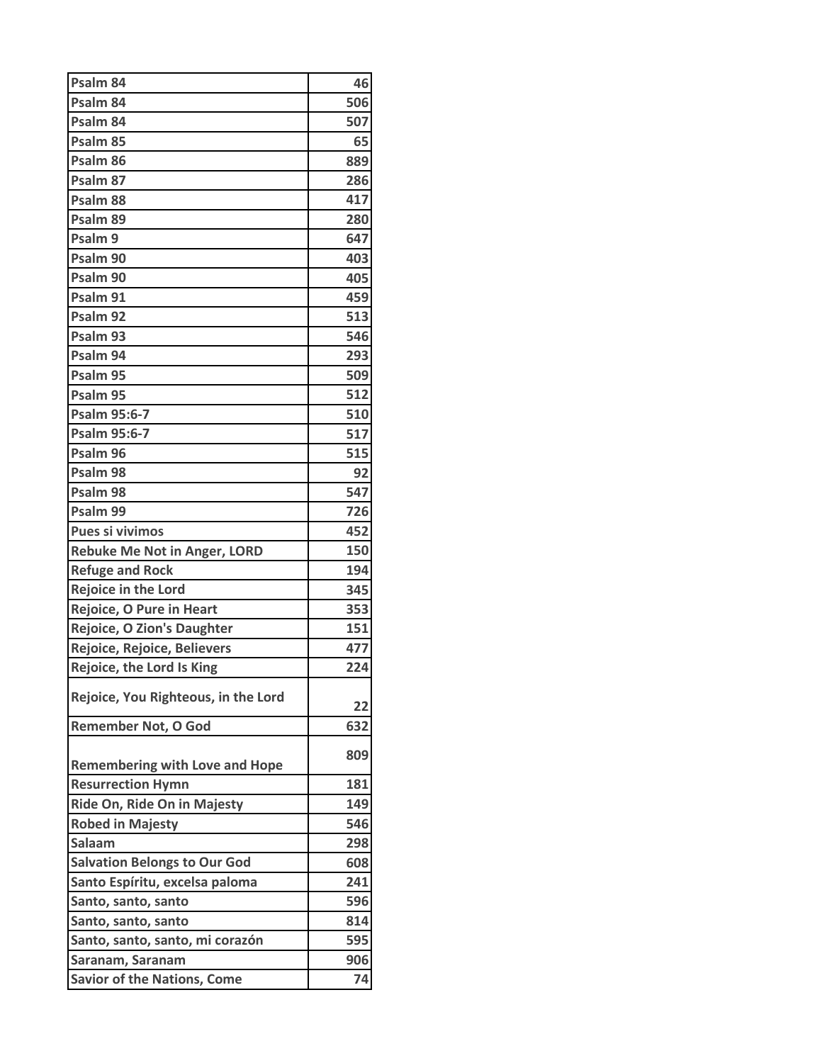| | |
|---|---|
| Psalm 84 | 46 |
| Psalm 84 | 506 |
| Psalm 84 | 507 |
| Psalm 85 | 65 |
| Psalm 86 | 889 |
| Psalm 87 | 286 |
| Psalm 88 | 417 |
| Psalm 89 | 280 |
| Psalm 9 | 647 |
| Psalm 90 | 403 |
| Psalm 90 | 405 |
| Psalm 91 | 459 |
| Psalm 92 | 513 |
| Psalm 93 | 546 |
| Psalm 94 | 293 |
| Psalm 95 | 509 |
| Psalm 95 | 512 |
| Psalm 95:6-7 | 510 |
| Psalm 95:6-7 | 517 |
| Psalm 96 | 515 |
| Psalm 98 | 92 |
| Psalm 98 | 547 |
| Psalm 99 | 726 |
| Pues si vivimos | 452 |
| Rebuke Me Not in Anger, LORD | 150 |
| Refuge and Rock | 194 |
| Rejoice in the Lord | 345 |
| Rejoice, O Pure in Heart | 353 |
| Rejoice, O Zion's Daughter | 151 |
| Rejoice, Rejoice, Believers | 477 |
| Rejoice, the Lord Is King | 224 |
| Rejoice, You Righteous, in the Lord | 22 |
| Remember Not, O God | 632 |
| Remembering with Love and Hope | 809 |
| Resurrection Hymn | 181 |
| Ride On, Ride On in Majesty | 149 |
| Robed in Majesty | 546 |
| Salaam | 298 |
| Salvation Belongs to Our God | 608 |
| Santo Espíritu, excelsa paloma | 241 |
| Santo, santo, santo | 596 |
| Santo, santo, santo | 814 |
| Santo, santo, santo, mi corazón | 595 |
| Saranam, Saranam | 906 |
| Savior of the Nations, Come | 74 |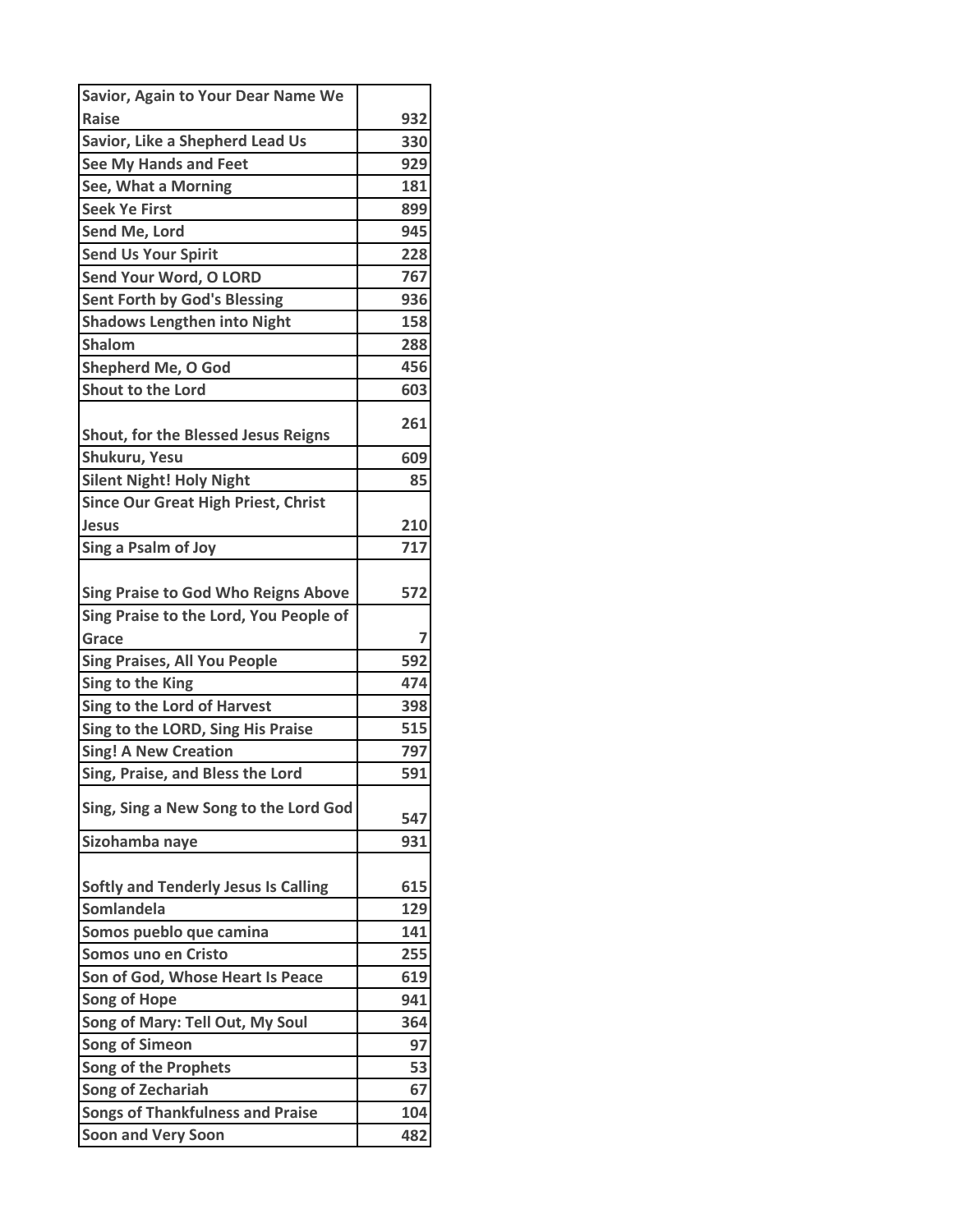| Savior, Again to Your Dear Name We Raise | 932 |
|---|---|
| Savior, Like a Shepherd Lead Us | 330 |
| See My Hands and Feet | 929 |
| See, What a Morning | 181 |
| Seek Ye First | 899 |
| Send Me, Lord | 945 |
| Send Us Your Spirit | 228 |
| Send Your Word, O LORD | 767 |
| Sent Forth by God's Blessing | 936 |
| Shadows Lengthen into Night | 158 |
| Shalom | 288 |
| Shepherd Me, O God | 456 |
| Shout to the Lord | 603 |
| Shout, for the Blessed Jesus Reigns | 261 |
| Shukuru, Yesu | 609 |
| Silent Night! Holy Night | 85 |
| Since Our Great High Priest, Christ Jesus | 210 |
| Sing a Psalm of Joy | 717 |
| Sing Praise to God Who Reigns Above | 572 |
| Sing Praise to the Lord, You People of Grace | 7 |
| Sing Praises, All You People | 592 |
| Sing to the King | 474 |
| Sing to the Lord of Harvest | 398 |
| Sing to the LORD, Sing His Praise | 515 |
| Sing! A New Creation | 797 |
| Sing, Praise, and Bless the Lord | 591 |
| Sing, Sing a New Song to the Lord God | 547 |
| Sizohamba naye | 931 |
| Softly and Tenderly Jesus Is Calling | 615 |
| Somlandela | 129 |
| Somos pueblo que camina | 141 |
| Somos uno en Cristo | 255 |
| Son of God, Whose Heart Is Peace | 619 |
| Song of Hope | 941 |
| Song of Mary: Tell Out, My Soul | 364 |
| Song of Simeon | 97 |
| Song of the Prophets | 53 |
| Song of Zechariah | 67 |
| Songs of Thankfulness and Praise | 104 |
| Soon and Very Soon | 482 |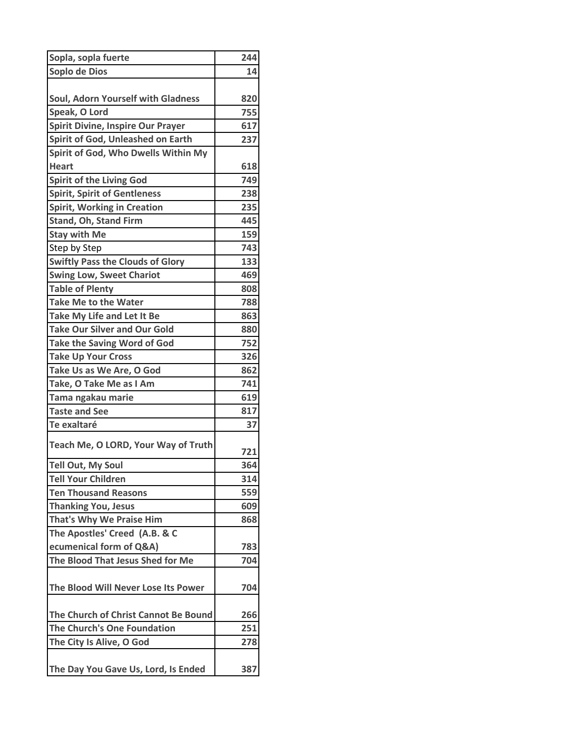| Sopla, sopla fuerte | 244 |
|---|---|
| Soplo de Dios | 14 |
| Soul, Adorn Yourself with Gladness | 820 |
| Speak, O Lord | 755 |
| Spirit Divine, Inspire Our Prayer | 617 |
| Spirit of God, Unleashed on Earth | 237 |
| Spirit of God, Who Dwells Within My Heart | 618 |
| Spirit of the Living God | 749 |
| Spirit, Spirit of Gentleness | 238 |
| Spirit, Working in Creation | 235 |
| Stand, Oh, Stand Firm | 445 |
| Stay with Me | 159 |
| Step by Step | 743 |
| Swiftly Pass the Clouds of Glory | 133 |
| Swing Low, Sweet Chariot | 469 |
| Table of Plenty | 808 |
| Take Me to the Water | 788 |
| Take My Life and Let It Be | 863 |
| Take Our Silver and Our Gold | 880 |
| Take the Saving Word of God | 752 |
| Take Up Your Cross | 326 |
| Take Us as We Are, O God | 862 |
| Take, O Take Me as I Am | 741 |
| Tama ngakau marie | 619 |
| Taste and See | 817 |
| Te exaltaré | 37 |
| Teach Me, O LORD, Your Way of Truth | 721 |
| Tell Out, My Soul | 364 |
| Tell Your Children | 314 |
| Ten Thousand Reasons | 559 |
| Thanking You, Jesus | 609 |
| That's Why We Praise Him | 868 |
| The Apostles' Creed (A.B. & C ecumenical form of Q&A) | 783 |
| The Blood That Jesus Shed for Me | 704 |
| The Blood Will Never Lose Its Power | 704 |
| The Church of Christ Cannot Be Bound | 266 |
| The Church's One Foundation | 251 |
| The City Is Alive, O God | 278 |
| The Day You Gave Us, Lord, Is Ended | 387 |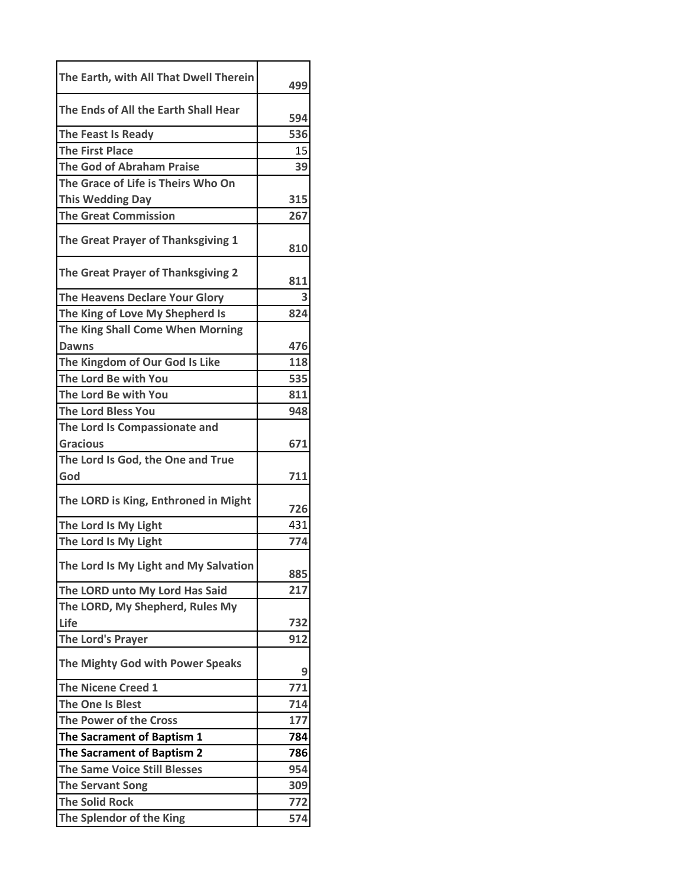| The Earth, with All That Dwell Therein | 499 |
|---|---|
| The Ends of All the Earth Shall Hear | 594 |
| The Feast Is Ready | 536 |
| The First Place | 15 |
| The God of Abraham Praise | 39 |
| The Grace of Life is Theirs Who On This Wedding Day | 315 |
| The Great Commission | 267 |
| The Great Prayer of Thanksgiving 1 | 810 |
| The Great Prayer of Thanksgiving 2 | 811 |
| The Heavens Declare Your Glory | 3 |
| The King of Love My Shepherd Is | 824 |
| The King Shall Come When Morning Dawns | 476 |
| The Kingdom of Our God Is Like | 118 |
| The Lord Be with You | 535 |
| The Lord Be with You | 811 |
| The Lord Bless You | 948 |
| The Lord Is Compassionate and Gracious | 671 |
| The Lord Is God, the One and True God | 711 |
| The LORD is King, Enthroned in Might | 726 |
| The Lord Is My Light | 431 |
| The Lord Is My Light | 774 |
| The Lord Is My Light and My Salvation | 885 |
| The LORD unto My Lord Has Said | 217 |
| The LORD, My Shepherd, Rules My Life | 732 |
| The Lord's Prayer | 912 |
| The Mighty God with Power Speaks | 9 |
| The Nicene Creed 1 | 771 |
| The One Is Blest | 714 |
| The Power of the Cross | 177 |
| The Sacrament of Baptism 1 | 784 |
| The Sacrament of Baptism 2 | 786 |
| The Same Voice Still Blesses | 954 |
| The Servant Song | 309 |
| The Solid Rock | 772 |
| The Splendor of the King | 574 |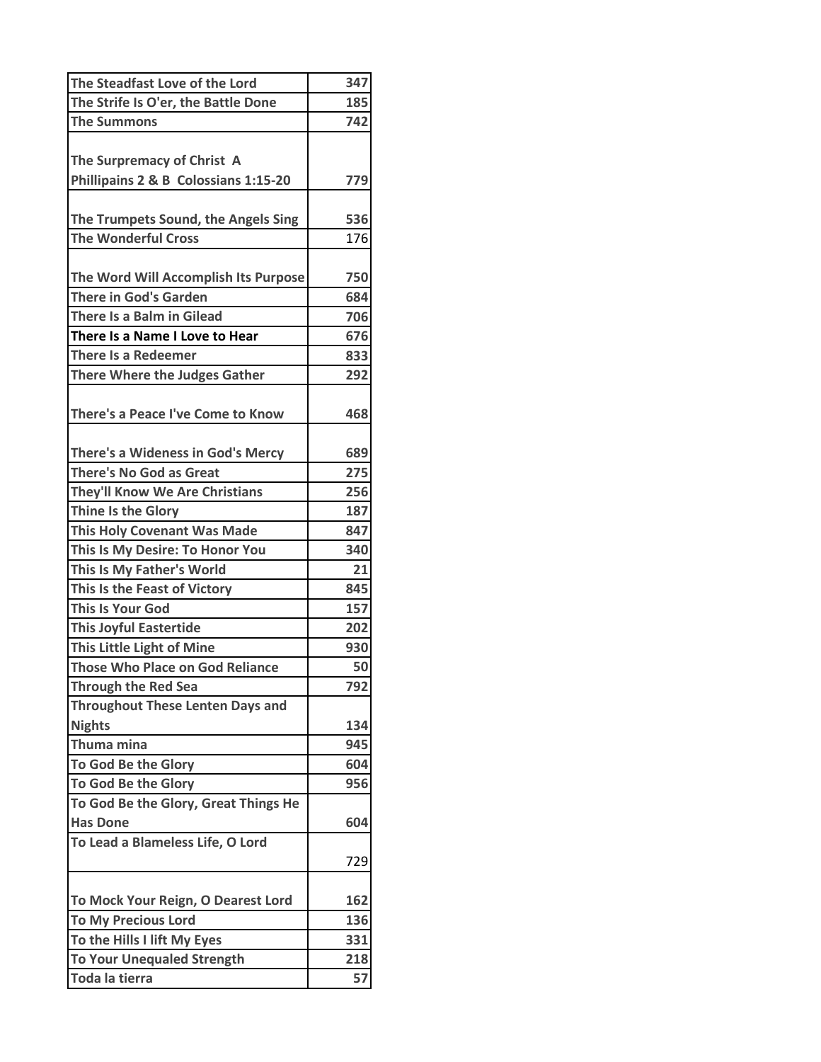| | |
|---|---|
| The Steadfast Love of the Lord | 347 |
| The Strife Is O'er, the Battle Done | 185 |
| The Summons | 742 |
| The Surpremacy of Christ A Phillipains 2 & B Colossians 1:15-20 | 779 |
| The Trumpets Sound, the Angels Sing | 536 |
| The Wonderful Cross | 176 |
| The Word Will Accomplish Its Purpose | 750 |
| There in God's Garden | 684 |
| There Is a Balm in Gilead | 706 |
| There Is a Name I Love to Hear | 676 |
| There Is a Redeemer | 833 |
| There Where the Judges Gather | 292 |
| There's a Peace I've Come to Know | 468 |
| There's a Wideness in God's Mercy | 689 |
| There's No God as Great | 275 |
| They'll Know We Are Christians | 256 |
| Thine Is the Glory | 187 |
| This Holy Covenant Was Made | 847 |
| This Is My Desire: To Honor You | 340 |
| This Is My Father's World | 21 |
| This Is the Feast of Victory | 845 |
| This Is Your God | 157 |
| This Joyful Eastertide | 202 |
| This Little Light of Mine | 930 |
| Those Who Place on God Reliance | 50 |
| Through the Red Sea | 792 |
| Throughout These Lenten Days and Nights | 134 |
| Thuma mina | 945 |
| To God Be the Glory | 604 |
| To God Be the Glory | 956 |
| To God Be the Glory, Great Things He Has Done | 604 |
| To Lead a Blameless Life, O Lord | 729 |
| To Mock Your Reign, O Dearest Lord | 162 |
| To My Precious Lord | 136 |
| To the Hills I lift My Eyes | 331 |
| To Your Unequaled Strength | 218 |
| Toda la tierra | 57 |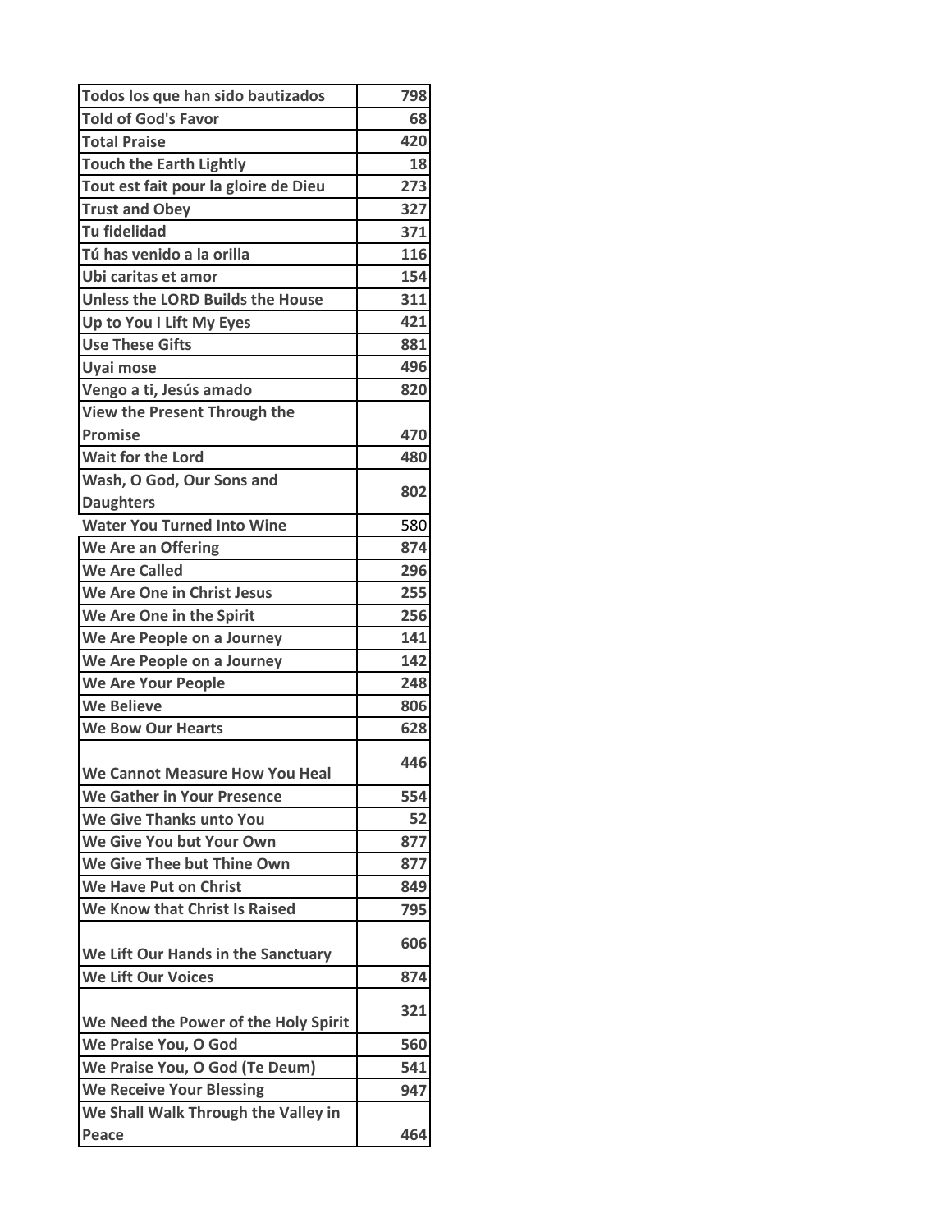| | |
|---|---|
| Todos los que han sido bautizados | 798 |
| Told of God's Favor | 68 |
| Total Praise | 420 |
| Touch the Earth Lightly | 18 |
| Tout est fait pour la gloire de Dieu | 273 |
| Trust and Obey | 327 |
| Tu fidelidad | 371 |
| Tú has venido a la orilla | 116 |
| Ubi caritas et amor | 154 |
| Unless the LORD Builds the House | 311 |
| Up to You I Lift My Eyes | 421 |
| Use These Gifts | 881 |
| Uyai mose | 496 |
| Vengo a ti, Jesús amado | 820 |
| View the Present Through the Promise | 470 |
| Wait for the Lord | 480 |
| Wash, O God, Our Sons and Daughters | 802 |
| Water You Turned Into Wine | 580 |
| We Are an Offering | 874 |
| We Are Called | 296 |
| We Are One in Christ Jesus | 255 |
| We Are One in the Spirit | 256 |
| We Are People on a Journey | 141 |
| We Are People on a Journey | 142 |
| We Are Your People | 248 |
| We Believe | 806 |
| We Bow Our Hearts | 628 |
| We Cannot Measure How You Heal | 446 |
| We Gather in Your Presence | 554 |
| We Give Thanks unto You | 52 |
| We Give You but Your Own | 877 |
| We Give Thee but Thine Own | 877 |
| We Have Put on Christ | 849 |
| We Know that Christ Is Raised | 795 |
| We Lift Our Hands in the Sanctuary | 606 |
| We Lift Our Voices | 874 |
| We Need the Power of the Holy Spirit | 321 |
| We Praise You, O God | 560 |
| We Praise You, O God (Te Deum) | 541 |
| We Receive Your Blessing | 947 |
| We Shall Walk Through the Valley in Peace | 464 |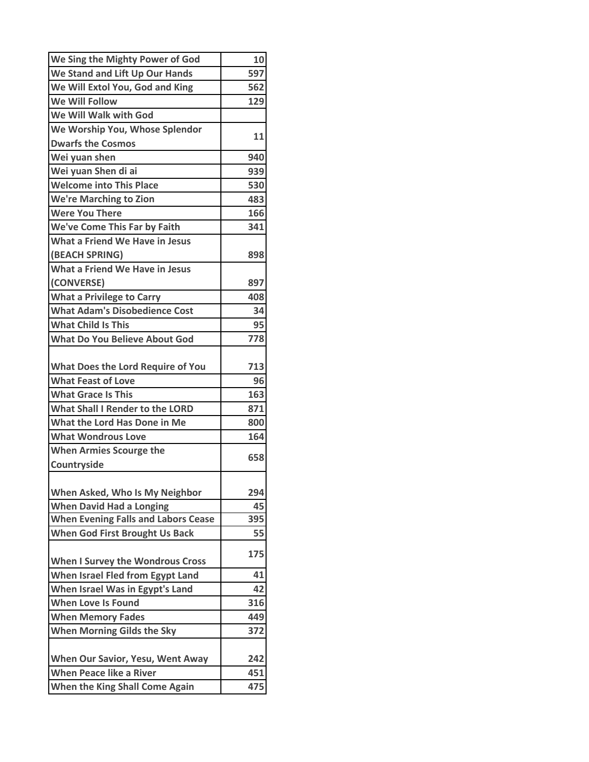| We Sing the Mighty Power of God | 10 |
|---|---|
| We Stand and Lift Up Our Hands | 597 |
| We Will Extol You, God and King | 562 |
| We Will Follow | 129 |
| We Will Walk with God | |
| We Worship You, Whose Splendor Dwarfs the Cosmos | 11 |
| Wei yuan shen | 940 |
| Wei yuan Shen di ai | 939 |
| Welcome into This Place | 530 |
| We're Marching to Zion | 483 |
| Were You There | 166 |
| We've Come This Far by Faith | 341 |
| What a Friend We Have in Jesus (BEACH SPRING) | 898 |
| What a Friend We Have in Jesus (CONVERSE) | 897 |
| What a Privilege to Carry | 408 |
| What Adam's Disobedience Cost | 34 |
| What Child Is This | 95 |
| What Do You Believe About God | 778 |
| What Does the Lord Require of You | 713 |
| What Feast of Love | 96 |
| What Grace Is This | 163 |
| What Shall I Render to the LORD | 871 |
| What the Lord Has Done in Me | 800 |
| What Wondrous Love | 164 |
| When Armies Scourge the Countryside | 658 |
| When Asked, Who Is My Neighbor | 294 |
| When David Had a Longing | 45 |
| When Evening Falls and Labors Cease | 395 |
| When God First Brought Us Back | 55 |
| When I Survey the Wondrous Cross | 175 |
| When Israel Fled from Egypt Land | 41 |
| When Israel Was in Egypt's Land | 42 |
| When Love Is Found | 316 |
| When Memory Fades | 449 |
| When Morning Gilds the Sky | 372 |
| When Our Savior, Yesu, Went Away | 242 |
| When Peace like a River | 451 |
| When the King Shall Come Again | 475 |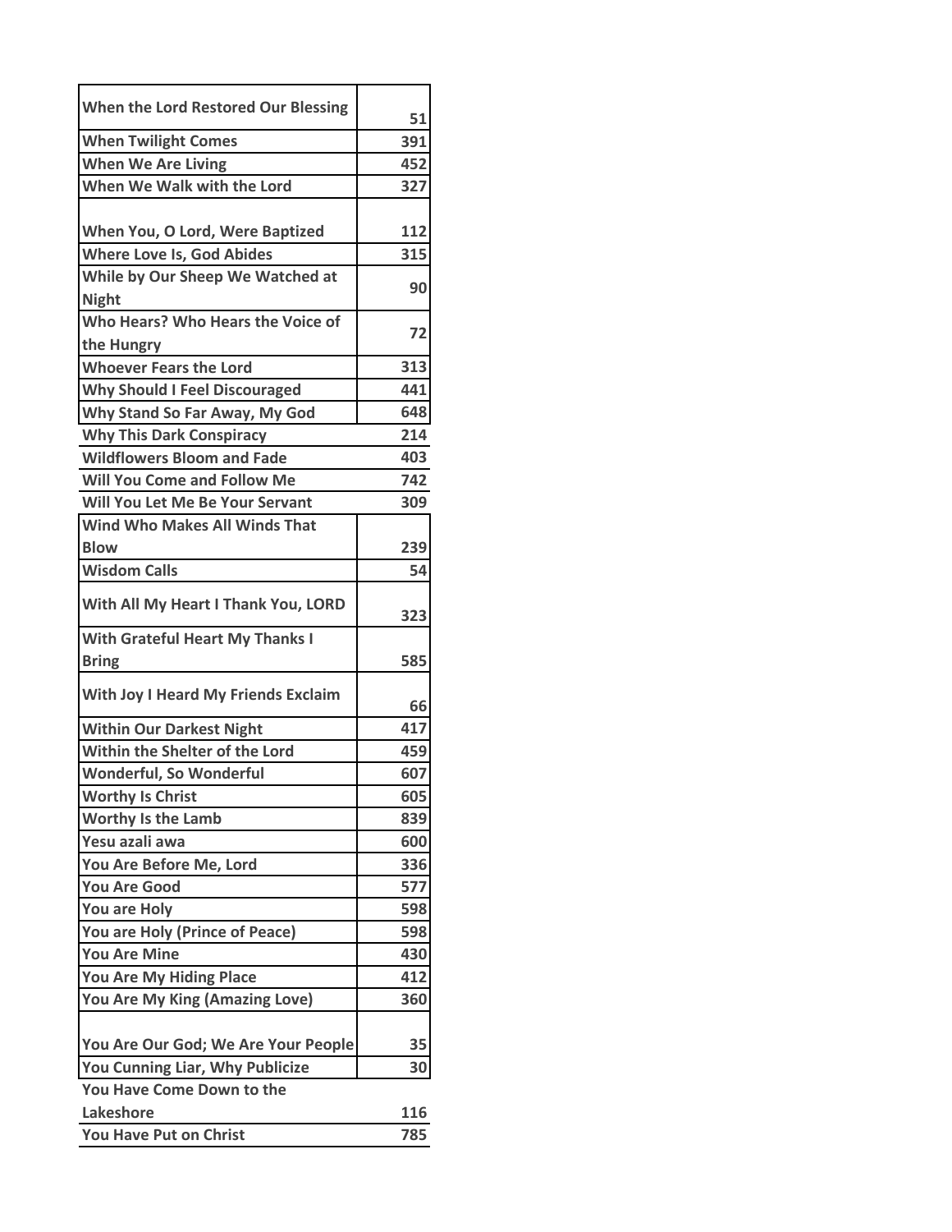| | |
|---|---|
| When the Lord Restored Our Blessing | 51 |
| When Twilight Comes | 391 |
| When We Are Living | 452 |
| When We Walk with the Lord | 327 |
| When You, O Lord, Were Baptized | 112 |
| Where Love Is, God Abides | 315 |
| While by Our Sheep We Watched at Night | 90 |
| Who Hears? Who Hears the Voice of the Hungry | 72 |
| Whoever Fears the Lord | 313 |
| Why Should I Feel Discouraged | 441 |
| Why Stand So Far Away, My God | 648 |
| Why This Dark Conspiracy | 214 |
| Wildflowers Bloom and Fade | 403 |
| Will You Come and Follow Me | 742 |
| Will You Let Me Be Your Servant | 309 |
| Wind Who Makes All Winds That Blow | 239 |
| Wisdom Calls | 54 |
| With All My Heart I Thank You, LORD | 323 |
| With Grateful Heart My Thanks I Bring | 585 |
| With Joy I Heard My Friends Exclaim | 66 |
| Within Our Darkest Night | 417 |
| Within the Shelter of the Lord | 459 |
| Wonderful, So Wonderful | 607 |
| Worthy Is Christ | 605 |
| Worthy Is the Lamb | 839 |
| Yesu azali awa | 600 |
| You Are Before Me, Lord | 336 |
| You Are Good | 577 |
| You are Holy | 598 |
| You are Holy (Prince of Peace) | 598 |
| You Are Mine | 430 |
| You Are My Hiding Place | 412 |
| You Are My King (Amazing Love) | 360 |
| You Are Our God; We Are Your People | 35 |
| You Cunning Liar, Why Publicize | 30 |
| You Have Come Down to the Lakeshore | 116 |
| You Have Put on Christ | 785 |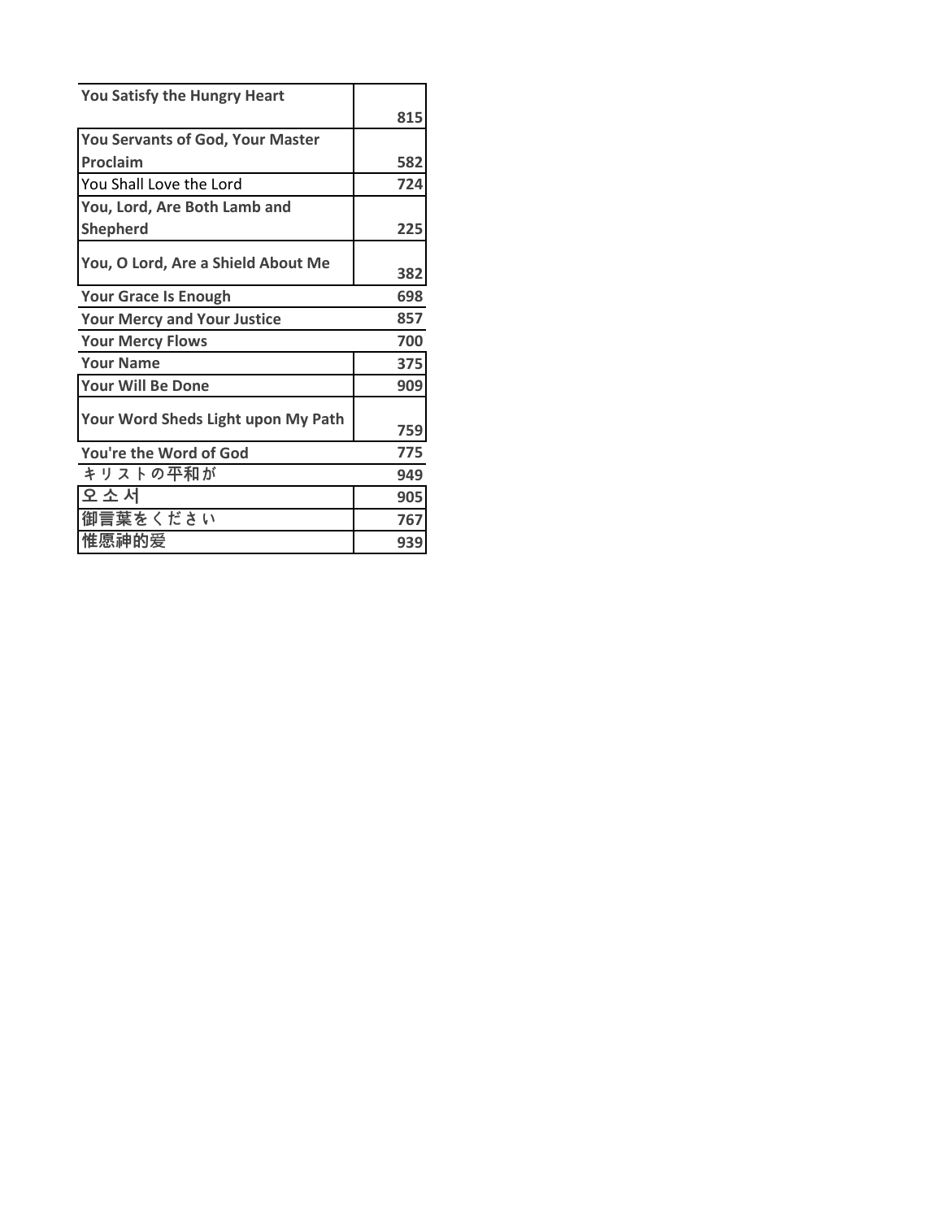| | |
|---|---|
| **You Satisfy the Hungry Heart** | **815** |
| **You Servants of God, Your Master Proclaim** | **582** |
| You Shall Love the Lord | **724** |
| **You, Lord, Are Both Lamb and Shepherd** | **225** |
| **You, O Lord, Are a Shield About Me** | **382** |
| **Your Grace Is Enough** | **698** |
| **Your Mercy and Your Justice** | **857** |
| **Your Mercy Flows** | **700** |
| **Your Name** | **375** |
| **Your Will Be Done** | **909** |
| **Your Word Sheds Light upon My Path** | **759** |
| **You're the Word of God** | **775** |
| **キリストの平和が** | **949** |
| **오 소 서** | **905** |
| **御言葉をください** | **767** |
| **惟愿神的爱** | **939** |